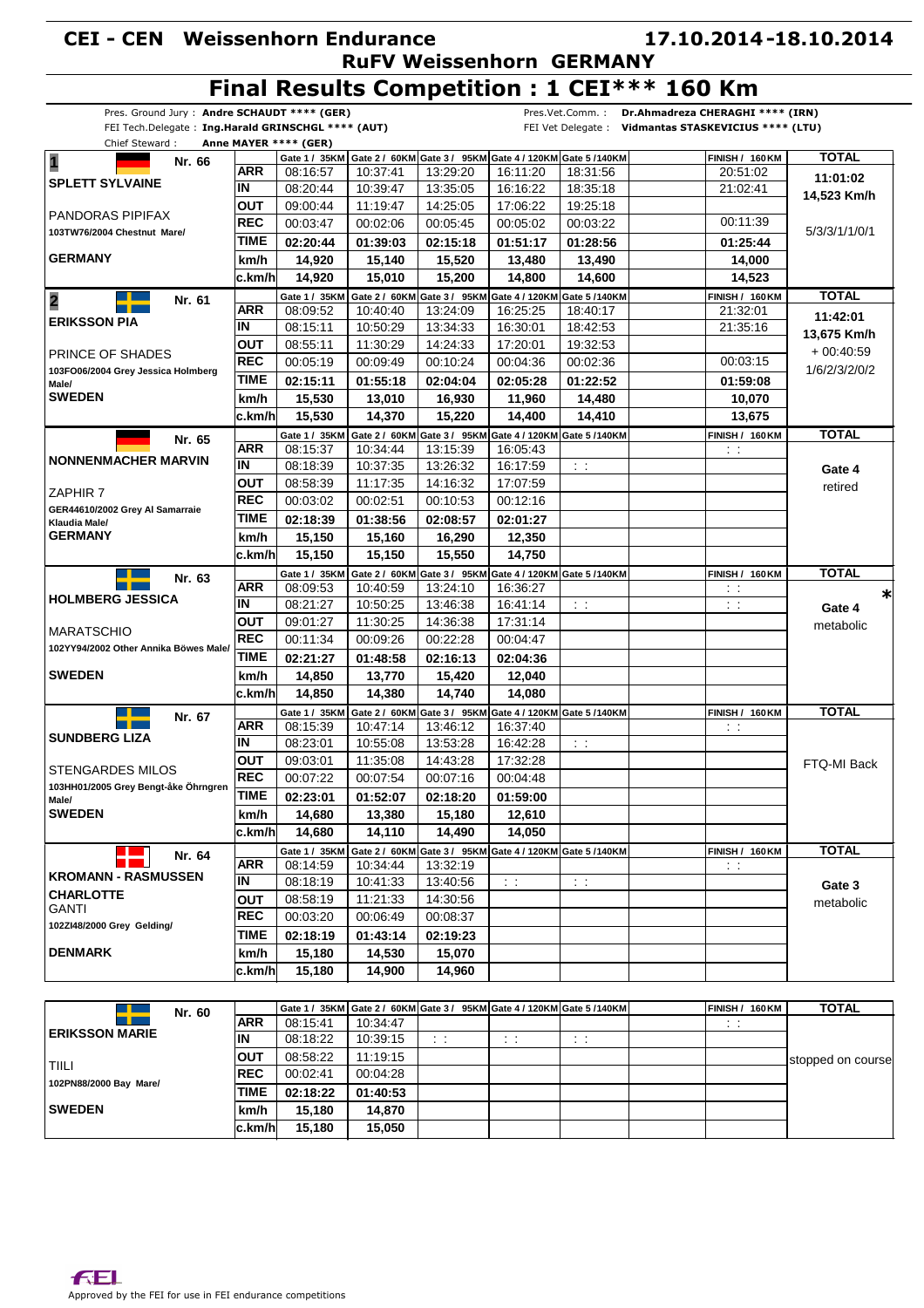# CEI - CEN Weissenhorn Endurance

**17.10.2014-18.10.2014**

**RuFV Weissenhorn GERMANY**

## Final Results Competition : 1 CEI*** 160 Km

Pres. Ground Jury : **Andre SCHAUDT **** (GER)**
FEI Tech.Delegate : **Ing.Harald GRINSCHGL **** (AUT)**
Chief Steward : **Anne MAYER **** (GER)**
Pres.Vet.Comm. : **Dr.Ahmadreza CHERAGHI **** (IRN)**
FEI Vet Delegate : **Vidmantas STASKEVICIUS **** (LTU)**

| Rider / Horse | | Gate 1 / 35KM | Gate 2 / 60KM | Gate 3 / 95KM | Gate 4 / 120KM | Gate 5 / 140KM | | FINISH / 160KM | TOTAL |
|---|---|---|---|---|---|---|---|---|---|
| **1** Nr. 66 | ARR | 08:16:57 | 10:37:41 | 13:29:20 | 16:11:20 | 18:31:56 | | 20:51:02 | **11:01:02** |
| **SPLETT SYLVAINE** | IN | 08:20:44 | 10:39:47 | 13:35:05 | 16:16:22 | 18:35:18 | | 21:02:41 | **14,523 Km/h** |
| PANDORAS PIPIFAX | OUT | 09:00:44 | 11:19:47 | 14:25:05 | 17:06:22 | 19:25:18 | | | |
| 103TW76/2004 Chestnut Mare/ | REC | 00:03:47 | 00:02:06 | 00:05:45 | 00:05:02 | 00:03:22 | | 00:11:39 | 5/3/3/1/1/0/1 |
| | TIME | **02:20:44** | **01:39:03** | **02:15:18** | **01:51:17** | **01:28:56** | | **01:25:44** | |
| **GERMANY** | km/h | **14,920** | **15,140** | **15,520** | **13,480** | **13,490** | | **14,000** | |
| | c.km/h | **14,920** | **15,010** | **15,200** | **14,800** | **14,600** | | **14,523** | |
| **2** Nr. 61 | ARR | 08:09:52 | 10:40:40 | 13:24:09 | 16:25:25 | 18:40:17 | | 21:32:01 | **11:42:01** |
| **ERIKSSON PIA** | IN | 08:15:11 | 10:50:29 | 13:34:33 | 16:30:01 | 18:42:53 | | 21:35:16 | **13,675 Km/h** |
| PRINCE OF SHADES | OUT | 08:55:11 | 11:30:29 | 14:24:33 | 17:20:01 | 19:32:53 | | | + 00:40:59 |
| 103FO06/2004 Grey Jessica Holmberg Male/ | REC | 00:05:19 | 00:09:49 | 00:10:24 | 00:04:36 | 00:02:36 | | 00:03:15 | 1/6/2/3/2/0/2 |
| | TIME | **02:15:11** | **01:55:18** | **02:04:04** | **02:05:28** | **01:22:52** | | **01:59:08** | |
| **SWEDEN** | km/h | **15,530** | **13,010** | **16,930** | **11,960** | **14,480** | | **10,070** | |
| | c.km/h | **15,530** | **14,370** | **15,220** | **14,400** | **14,410** | | **13,675** | |
| Nr. 65 | ARR | 08:15:37 | 10:34:44 | 13:15:39 | 16:05:43 | | | : : | |
| **NONNENMACHER MARVIN** | IN | 08:18:39 | 10:37:35 | 13:26:32 | 16:17:59 | : : | | | **Gate 4** |
| ZAPHIR 7 | OUT | 08:58:39 | 11:17:35 | 14:16:32 | 17:07:59 | | | | retired |
| GER44610/2002 Grey Al Samarraie Klaudia Male/ | REC | 00:03:02 | 00:02:51 | 00:10:53 | 00:12:16 | | | | |
| | TIME | **02:18:39** | **01:38:56** | **02:08:57** | **02:01:27** | | | | |
| **GERMANY** | km/h | **15,150** | **15,160** | **16,290** | **12,350** | | | | |
| | c.km/h | **15,150** | **15,150** | **15,550** | **14,750** | | | | |
| Nr. 63 | ARR | 08:09:53 | 10:40:59 | 13:24:10 | 16:36:27 | | | : : | * |
| **HOLMBERG JESSICA** | IN | 08:21:27 | 10:50:25 | 13:46:38 | 16:41:14 | : : | | : : | **Gate 4** |
| MARATSCHIO | OUT | 09:01:27 | 11:30:25 | 14:36:38 | 17:31:14 | | | | metabolic |
| 102YY94/2002 Other Annika Böwes Male/ | REC | 00:11:34 | 00:09:26 | 00:22:28 | 00:04:47 | | | | |
| | TIME | **02:21:27** | **01:48:58** | **02:16:13** | **02:04:36** | | | | |
| **SWEDEN** | km/h | **14,850** | **13,770** | **15,420** | **12,040** | | | | |
| | c.km/h | **14,850** | **14,380** | **14,740** | **14,080** | | | | |
| Nr. 67 | ARR | 08:15:39 | 10:47:14 | 13:46:12 | 16:37:40 | | | : : | |
| **SUNDBERG LIZA** | IN | 08:23:01 | 10:55:08 | 13:53:28 | 16:42:28 | : : | | | |
| STENGARDES MILOS | OUT | 09:03:01 | 11:35:08 | 14:43:28 | 17:32:28 | | | | FTQ-MI Back |
| 103HH01/2005 Grey Bengt-åke Öhrngren Male/ | REC | 00:07:22 | 00:07:54 | 00:07:16 | 00:04:48 | | | | |
| | TIME | **02:23:01** | **01:52:07** | **02:18:20** | **01:59:00** | | | | |
| **SWEDEN** | km/h | **14,680** | **13,380** | **15,180** | **12,610** | | | | |
| | c.km/h | **14,680** | **14,110** | **14,490** | **14,050** | | | | |
| Nr. 64 | ARR | 08:14:59 | 10:34:44 | 13:32:19 | | | | : : | |
| **KROMANN - RASMUSSEN CHARLOTTE** | IN | 08:18:19 | 10:41:33 | 13:40:56 | : : | : : | | | **Gate 3** |
| GANTI | OUT | 08:58:19 | 11:21:33 | 14:30:56 | | | | | metabolic |
| 102ZI48/2000 Grey Gelding/ | REC | 00:03:20 | 00:06:49 | 00:08:37 | | | | | |
| | TIME | **02:18:19** | **01:43:14** | **02:19:23** | | | | | |
| **DENMARK** | km/h | **15,180** | **14,530** | **15,070** | | | | | |
| | c.km/h | **15,180** | **14,900** | **14,960** | | | | | |
| Nr. 60 | ARR | 08:15:41 | 10:34:47 | | | | | : : | |
| **ERIKSSON MARIE** | IN | 08:18:22 | 10:39:15 | : : | : : | : : | | | |
| TIILI | OUT | 08:58:22 | 11:19:15 | | | | | | stopped on course |
| 102PN88/2000 Bay Mare/ | REC | 00:02:41 | 00:04:28 | | | | | | |
| | TIME | **02:18:22** | **01:40:53** | | | | | | |
| **SWEDEN** | km/h | **15,180** | **14,870** | | | | | | |
| | c.km/h | **15,180** | **15,050** | | | | | | |

Approved by the FEI for use in FEI endurance competitions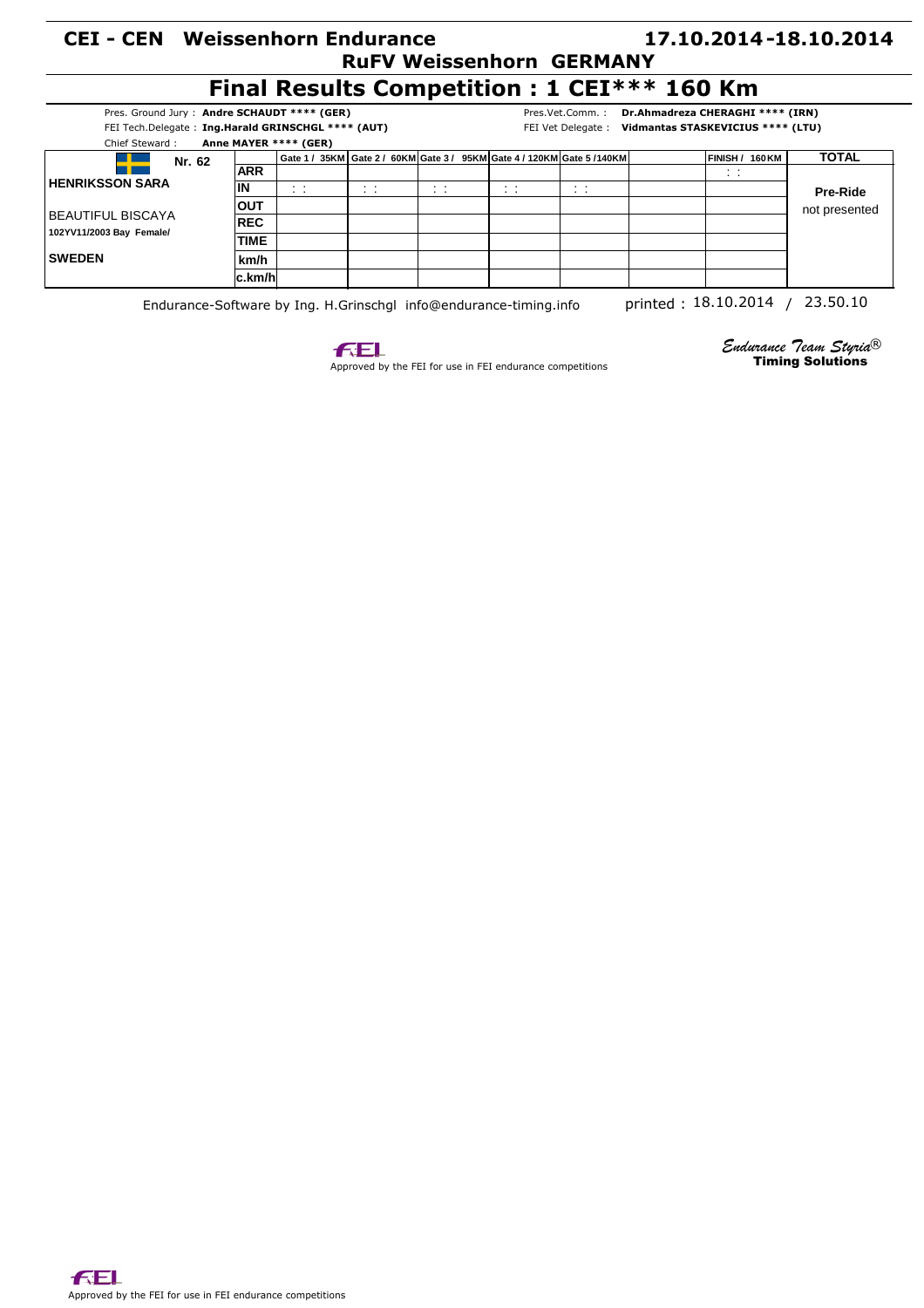# CEI - CEN Weissenhorn Endurance

**17.10.2014-18.10.2014**

**RuFV Weissenhorn GERMANY**

## Final Results Competition : 1 CEI*** 160 Km

Pres. Ground Jury : **Andre SCHAUDT \*\*\*\* (GER)**
FEI Tech.Delegate : **Ing.Harald GRINSCHGL \*\*\*\* (AUT)**
Chief Steward : **Anne MAYER \*\*\*\* (GER)**

Pres.Vet.Comm. : **Dr.Ahmadreza CHERAGHI \*\*\*\* (IRN)**
FEI Vet Delegate : **Vidmantas STASKEVICIUS \*\*\*\* (LTU)**

| Nr. 62 | | Gate 1 / 35KM | Gate 2 / 60KM | Gate 3 / 95KM | Gate 4 / 120KM | Gate 5 /140KM | | FINISH / 160KM | TOTAL |
|---|---|---|---|---|---|---|---|---|---|
| **HENRIKSSON SARA** | **ARR** | | | | | | | : : | |
| | **IN** | : : | : : | : : | : : | : : | | | **Pre-Ride** |
| BEAUTIFUL BISCAYA | **OUT** | | | | | | | | not presented |
| **102YV11/2003 Bay Female/** | **REC** | | | | | | | | |
| | **TIME** | | | | | | | | |
| **SWEDEN** | **km/h** | | | | | | | | |
| | **c.km/h** | | | | | | | | |

Endurance-Software by Ing. H.Grinschgl info@endurance-timing.info printed : 18.10.2014 / 23.50.10

Approved by the FEI for use in FEI endurance competitions

*Endurance Team Styria®*
**Timing Solutions**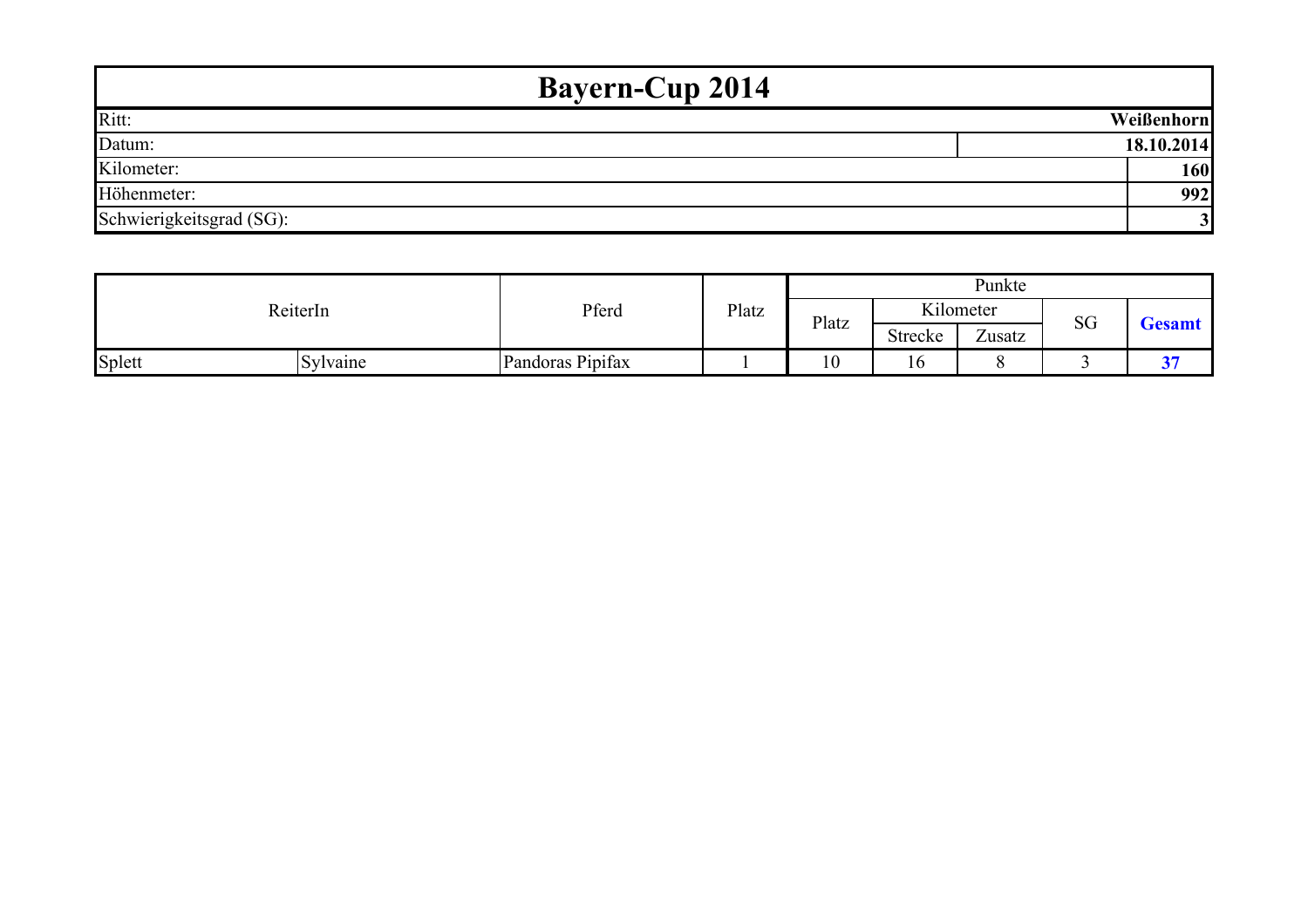# Bayern-Cup 2014

| | |
|---|---|
| Ritt: | **Weißenhorn** |
| Datum: | **18.10.2014** |
| Kilometer: | **160** |
| Höhenmeter: | **992** |
| Schwierigkeitsgrad (SG): | **3** |

| ReiterIn | | Pferd | Platz | Punkte | | | | |
|---|---|---|---|---|---|---|---|---|
| | | | | Platz | Kilometer | | SG | **Gesamt** |
| | | | | | Strecke | Zusatz | | |
| Splett | Sylvaine | Pandoras Pipifax | 1 | 10 | 16 | 8 | 3 | **37** |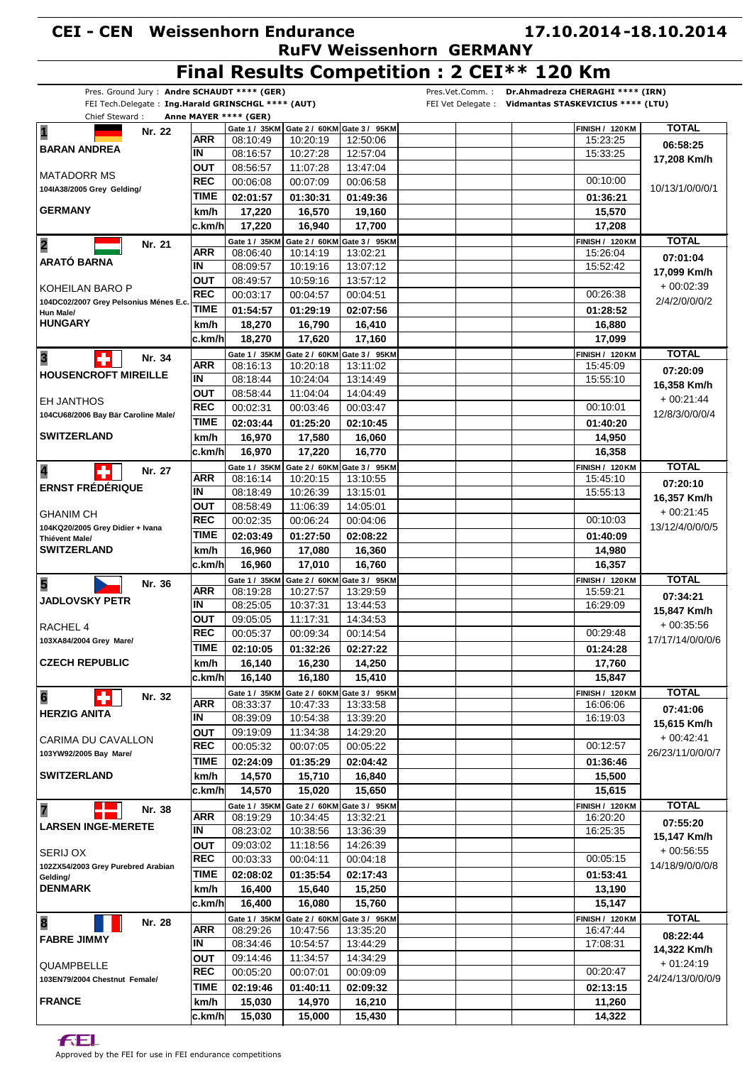# CEI - CEN Weissenhorn Endurance

**17.10.2014-18.10.2014**

**RuFV Weissenhorn GERMANY**

## Final Results Competition : 2 CEI** 120 Km

Pres. Ground Jury : **Andre SCHAUDT **** (GER)**
FEI Tech.Delegate : **Ing.Harald GRINSCHGL **** (AUT)**
Chief Steward : **Anne MAYER **** (GER)**

Pres.Vet.Comm. : **Dr.Ahmadreza CHERAGHI **** (IRN)**
FEI Vet Delegate : **Vidmantas STASKEVICIUS **** (LTU)**

| Rider / Horse | | Gate 1 / 35KM | Gate 2 / 60KM | Gate 3 / 95KM | FINISH / 120KM | TOTAL |
|---|---|---|---|---|---|---|
| **1** Nr. 22 **BARAN ANDREA** | ARR | 08:10:49 | 10:20:19 | 12:50:06 | 15:23:25 | **06:58:25** |
| | IN | 08:16:57 | 10:27:28 | 12:57:04 | 15:33:25 | **17,208 Km/h** |
| MATADORR MS | OUT | 08:56:57 | 11:07:28 | 13:47:04 | | |
| 104IA38/2005 Grey Gelding/ | REC | 00:06:08 | 00:07:09 | 00:06:58 | 00:10:00 | 10/13/1/0/0/0/1 |
| **GERMANY** | TIME | **02:01:57** | **01:30:31** | **01:49:36** | **01:36:21** | |
| | km/h | **17,220** | **16,570** | **19,160** | **15,570** | |
| | c.km/h | **17,220** | **16,940** | **17,700** | **17,208** | |
| **2** Nr. 21 **ARATÓ BARNA** | ARR | 08:06:40 | 10:14:19 | 13:02:21 | 15:26:04 | **07:01:04** |
| | IN | 08:09:57 | 10:19:16 | 13:07:12 | 15:52:42 | **17,099 Km/h** |
| KOHEILAN BARO P | OUT | 08:49:57 | 10:59:16 | 13:57:12 | | + 00:02:39 |
| 104DC02/2007 Grey Pelsonius Ménes E.c. Hun Male/ | REC | 00:03:17 | 00:04:57 | 00:04:51 | 00:26:38 | 2/4/2/0/0/0/2 |
| **HUNGARY** | TIME | **01:54:57** | **01:29:19** | **02:07:56** | **01:28:52** | |
| | km/h | **18,270** | **16,790** | **16,410** | **16,880** | |
| | c.km/h | **18,270** | **17,620** | **17,160** | **17,099** | |
| **3** Nr. 34 **HOUSENCROFT MIREILLE** | ARR | 08:16:13 | 10:20:18 | 13:11:02 | 15:45:09 | **07:20:09** |
| | IN | 08:18:44 | 10:24:04 | 13:14:49 | 15:55:10 | **16,358 Km/h** |
| EH JANTHOS | OUT | 08:58:44 | 11:04:04 | 14:04:49 | | + 00:21:44 |
| 104CU68/2006 Bay Bär Caroline Male/ | REC | 00:02:31 | 00:03:46 | 00:03:47 | 00:10:01 | 12/8/3/0/0/0/4 |
| **SWITZERLAND** | TIME | **02:03:44** | **01:25:20** | **02:10:45** | **01:40:20** | |
| | km/h | **16,970** | **17,580** | **16,060** | **14,950** | |
| | c.km/h | **16,970** | **17,220** | **16,770** | **16,358** | |
| **4** Nr. 27 **ERNST FRÉDÉRIQUE** | ARR | 08:16:14 | 10:20:15 | 13:10:55 | 15:45:10 | **07:20:10** |
| | IN | 08:18:49 | 10:26:39 | 13:15:01 | 15:55:13 | **16,357 Km/h** |
| GHANIM CH | OUT | 08:58:49 | 11:06:39 | 14:05:01 | | + 00:21:45 |
| 104KQ20/2005 Grey Didier + Ivana Thiévent Male/ | REC | 00:02:35 | 00:06:24 | 00:04:06 | 00:10:03 | 13/12/4/0/0/0/5 |
| **SWITZERLAND** | TIME | **02:03:49** | **01:27:50** | **02:08:22** | **01:40:09** | |
| | km/h | **16,960** | **17,080** | **16,360** | **14,980** | |
| | c.km/h | **16,960** | **17,010** | **16,760** | **16,357** | |
| **5** Nr. 36 **JADLOVSKY PETR** | ARR | 08:19:28 | 10:27:57 | 13:29:59 | 15:59:21 | **07:34:21** |
| | IN | 08:25:05 | 10:37:31 | 13:44:53 | 16:29:09 | **15,847 Km/h** |
| RACHEL 4 | OUT | 09:05:05 | 11:17:31 | 14:34:53 | | + 00:35:56 |
| 103XA84/2004 Grey Mare/ | REC | 00:05:37 | 00:09:34 | 00:14:54 | 00:29:48 | 17/17/14/0/0/0/6 |
| **CZECH REPUBLIC** | TIME | **02:10:05** | **01:32:26** | **02:27:22** | **01:24:28** | |
| | km/h | **16,140** | **16,230** | **14,250** | **17,760** | |
| | c.km/h | **16,140** | **16,180** | **15,410** | **15,847** | |
| **6** Nr. 32 **HERZIG ANITA** | ARR | 08:33:37 | 10:47:33 | 13:33:58 | 16:06:06 | **07:41:06** |
| | IN | 08:39:09 | 10:54:38 | 13:39:20 | 16:19:03 | **15,615 Km/h** |
| CARIMA DU CAVALLON | OUT | 09:19:09 | 11:34:38 | 14:29:20 | | + 00:42:41 |
| 103YW92/2005 Bay Mare/ | REC | 00:05:32 | 00:07:05 | 00:05:22 | 00:12:57 | 26/23/11/0/0/0/7 |
| **SWITZERLAND** | TIME | **02:24:09** | **01:35:29** | **02:04:42** | **01:36:46** | |
| | km/h | **14,570** | **15,710** | **16,840** | **15,500** | |
| | c.km/h | **14,570** | **15,020** | **15,650** | **15,615** | |
| **7** Nr. 38 **LARSEN INGE-MERETE** | ARR | 08:19:29 | 10:34:45 | 13:32:21 | 16:20:20 | **07:55:20** |
| | IN | 08:23:02 | 10:38:56 | 13:36:39 | 16:25:35 | **15,147 Km/h** |
| SERIJ OX | OUT | 09:03:02 | 11:18:56 | 14:26:39 | | + 00:56:55 |
| 102ZX54/2003 Grey Purebred Arabian Gelding/ | REC | 00:03:33 | 00:04:11 | 00:04:18 | 00:05:15 | 14/18/9/0/0/0/8 |
| **DENMARK** | TIME | **02:08:02** | **01:35:54** | **02:17:43** | **01:53:41** | |
| | km/h | **16,400** | **15,640** | **15,250** | **13,190** | |
| | c.km/h | **16,400** | **16,080** | **15,760** | **15,147** | |
| **8** Nr. 28 **FABRE JIMMY** | ARR | 08:29:26 | 10:47:56 | 13:35:20 | 16:47:44 | **08:22:44** |
| | IN | 08:34:46 | 10:54:57 | 13:44:29 | 17:08:31 | **14,322 Km/h** |
| QUAMPBELLE | OUT | 09:14:46 | 11:34:57 | 14:34:29 | | + 01:24:19 |
| 103EN79/2004 Chestnut Female/ | REC | 00:05:20 | 00:07:01 | 00:09:09 | 00:20:47 | 24/24/13/0/0/0/9 |
| **FRANCE** | TIME | **02:19:46** | **01:40:11** | **02:09:32** | **02:13:15** | |
| | km/h | **15,030** | **14,970** | **16,210** | **11,260** | |
| | c.km/h | **15,030** | **15,000** | **15,430** | **14,322** | |

Approved by the FEI for use in FEI endurance competitions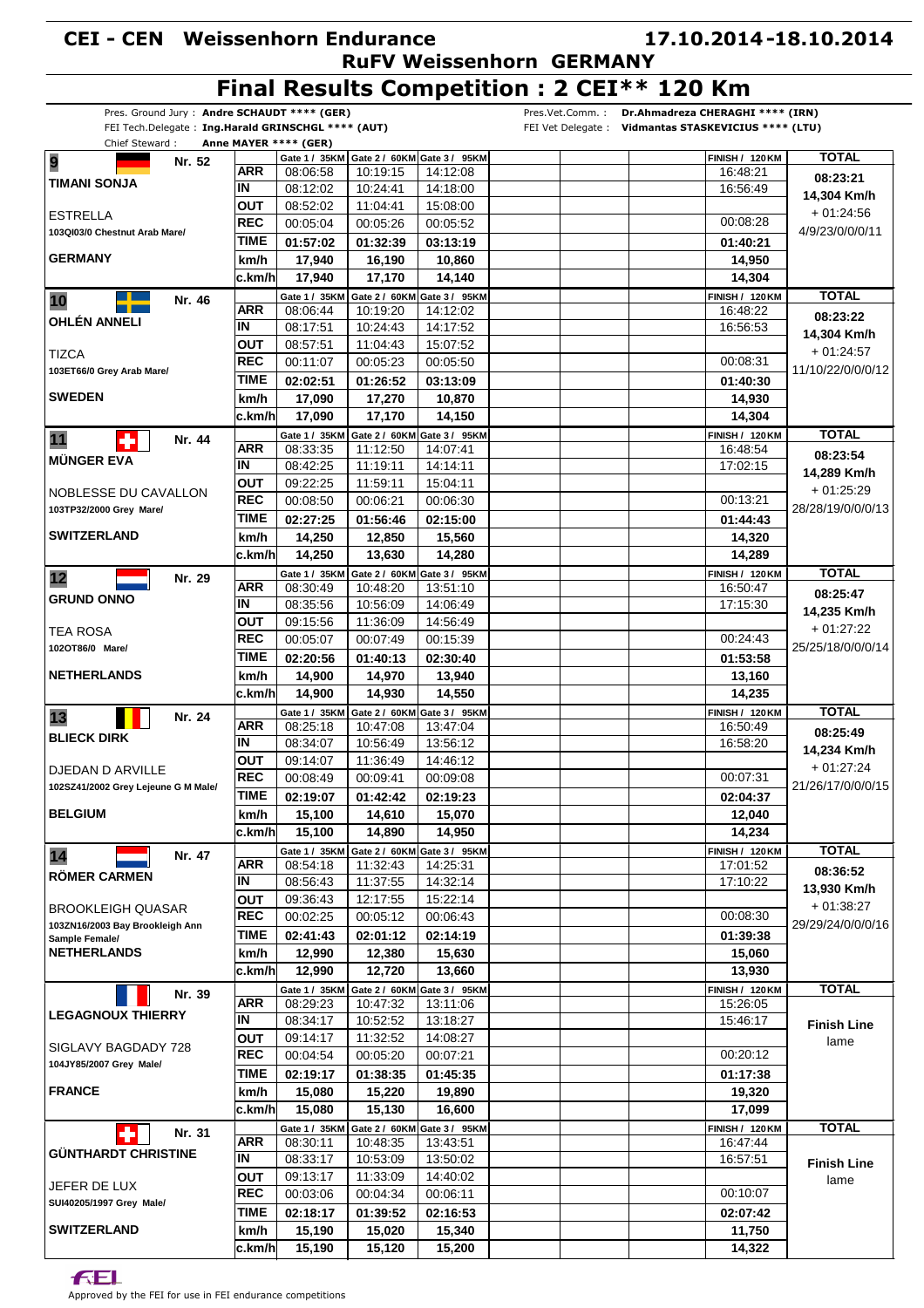# CEI - CEN Weissenhorn Endurance

**17.10.2014-18.10.2014**

## RuFV Weissenhorn GERMANY

# Final Results Competition : 2 CEI** 120 Km

Pres. Ground Jury : **Andre SCHAUDT **** (GER)**
FEI Tech.Delegate : **Ing.Harald GRINSCHGL **** (AUT)**
Chief Steward : **Anne MAYER **** (GER)**
Pres.Vet.Comm. : **Dr.Ahmadreza CHERAGHI **** (IRN)**
FEI Vet Delegate : **Vidmantas STASKEVICIUS **** (LTU)**

| Rank / Rider / Horse / Country | | Gate 1 / 35KM | Gate 2 / 60KM | Gate 3 / 95KM | FINISH / 120KM | TOTAL |
|---|---|---|---|---|---|---|
| **9** Nr. 52 | ARR | 08:06:58 | 10:19:15 | 14:12:08 | 16:48:21 | 08:23:21 |
| **TIMANI SONJA** | IN | 08:12:02 | 10:24:41 | 14:18:00 | 16:56:49 | 14,304 Km/h |
| ESTRELLA | OUT | 08:52:02 | 11:04:41 | 15:08:00 | | + 01:24:56 |
| 103QI03/0 Chestnut Arab Mare/ | REC | 00:05:04 | 00:05:26 | 00:05:52 | 00:08:28 | 4/9/23/0/0/0/11 |
| | TIME | **01:57:02** | **01:32:39** | **03:13:19** | **01:40:21** | |
| **GERMANY** | km/h | **17,940** | **16,190** | **10,860** | **14,950** | |
| | c.km/h | **17,940** | **17,170** | **14,140** | **14,304** | |
| **10** Nr. 46 | ARR | 08:06:44 | 10:19:20 | 14:12:02 | 16:48:22 | 08:23:22 |
| **OHLÉN ANNELI** | IN | 08:17:51 | 10:24:43 | 14:17:52 | 16:56:53 | 14,304 Km/h |
| TIZCA | OUT | 08:57:51 | 11:04:43 | 15:07:52 | | + 01:24:57 |
| 103ET66/0 Grey Arab Mare/ | REC | 00:11:07 | 00:05:23 | 00:05:50 | 00:08:31 | 11/10/22/0/0/0/12 |
| | TIME | **02:02:51** | **01:26:52** | **03:13:09** | **01:40:30** | |
| **SWEDEN** | km/h | **17,090** | **17,270** | **10,870** | **14,930** | |
| | c.km/h | **17,090** | **17,170** | **14,150** | **14,304** | |
| **11** Nr. 44 | ARR | 08:33:35 | 11:12:50 | 14:07:41 | 16:48:54 | 08:23:54 |
| **MÜNGER EVA** | IN | 08:42:25 | 11:19:11 | 14:14:11 | 17:02:15 | 14,289 Km/h |
| NOBLESSE DU CAVALLON | OUT | 09:22:25 | 11:59:11 | 15:04:11 | | + 01:25:29 |
| 103TP32/2000 Grey Mare/ | REC | 00:08:50 | 00:06:21 | 00:06:30 | 00:13:21 | 28/28/19/0/0/0/13 |
| | TIME | **02:27:25** | **01:56:46** | **02:15:00** | **01:44:43** | |
| **SWITZERLAND** | km/h | **14,250** | **12,850** | **15,560** | **14,320** | |
| | c.km/h | **14,250** | **13,630** | **14,280** | **14,289** | |
| **12** Nr. 29 | ARR | 08:30:49 | 10:48:20 | 13:51:10 | 16:50:47 | 08:25:47 |
| **GRUND ONNO** | IN | 08:35:56 | 10:56:09 | 14:06:49 | 17:15:30 | 14,235 Km/h |
| TEA ROSA | OUT | 09:15:56 | 11:36:09 | 14:56:49 | | + 01:27:22 |
| 102OT86/0 Mare/ | REC | 00:05:07 | 00:07:49 | 00:15:39 | 00:24:43 | 25/25/18/0/0/0/14 |
| | TIME | **02:20:56** | **01:40:13** | **02:30:40** | **01:53:58** | |
| **NETHERLANDS** | km/h | **14,900** | **14,970** | **13,940** | **13,160** | |
| | c.km/h | **14,900** | **14,930** | **14,550** | **14,235** | |
| **13** Nr. 24 | ARR | 08:25:18 | 10:47:08 | 13:47:04 | 16:50:49 | 08:25:49 |
| **BLIECK DIRK** | IN | 08:34:07 | 10:56:49 | 13:56:12 | 16:58:20 | 14,234 Km/h |
| DJEDAN D ARVILLE | OUT | 09:14:07 | 11:36:49 | 14:46:12 | | + 01:27:24 |
| 102SZ41/2002 Grey Lejeune G M Male/ | REC | 00:08:49 | 00:09:41 | 00:09:08 | 00:07:31 | 21/26/17/0/0/0/15 |
| | TIME | **02:19:07** | **01:42:42** | **02:19:23** | **02:04:37** | |
| **BELGIUM** | km/h | **15,100** | **14,610** | **15,070** | **12,040** | |
| | c.km/h | **15,100** | **14,890** | **14,950** | **14,234** | |
| **14** Nr. 47 | ARR | 08:54:18 | 11:32:43 | 14:25:31 | 17:01:52 | 08:36:52 |
| **RÖMER CARMEN** | IN | 08:56:43 | 11:37:55 | 14:32:14 | 17:10:22 | 13,930 Km/h |
| BROOKLEIGH QUASAR | OUT | 09:36:43 | 12:17:55 | 15:22:14 | | + 01:38:27 |
| 103ZN16/2003 Bay Brookleigh Ann Sample Female/ | REC | 00:02:25 | 00:05:12 | 00:06:43 | 00:08:30 | 29/29/24/0/0/0/16 |
| | TIME | **02:41:43** | **02:01:12** | **02:14:19** | **01:39:38** | |
| **NETHERLANDS** | km/h | **12,990** | **12,380** | **15,630** | **15,060** | |
| | c.km/h | **12,990** | **12,720** | **13,660** | **13,930** | |
| Nr. 39 | ARR | 08:29:23 | 10:47:32 | 13:11:06 | 15:26:05 | |
| **LEGAGNOUX THIERRY** | IN | 08:34:17 | 10:52:52 | 13:18:27 | 15:46:17 | **Finish Line** |
| SIGLAVY BAGDADY 728 | OUT | 09:14:17 | 11:32:52 | 14:08:27 | | lame |
| 104JY85/2007 Grey Male/ | REC | 00:04:54 | 00:05:20 | 00:07:21 | 00:20:12 | |
| | TIME | **02:19:17** | **01:38:35** | **01:45:35** | **01:17:38** | |
| **FRANCE** | km/h | **15,080** | **15,220** | **19,890** | **19,320** | |
| | c.km/h | **15,080** | **15,130** | **16,600** | **17,099** | |
| Nr. 31 | ARR | 08:30:11 | 10:48:35 | 13:43:51 | 16:47:44 | |
| **GÜNTHARDT CHRISTINE** | IN | 08:33:17 | 10:53:09 | 13:50:02 | 16:57:51 | **Finish Line** |
| JEFER DE LUX | OUT | 09:13:17 | 11:33:09 | 14:40:02 | | lame |
| SUI40205/1997 Grey Male/ | REC | 00:03:06 | 00:04:34 | 00:06:11 | 00:10:07 | |
| | TIME | **02:18:17** | **01:39:52** | **02:16:53** | **02:07:42** | |
| **SWITZERLAND** | km/h | **15,190** | **15,020** | **15,340** | **11,750** | |
| | c.km/h | **15,190** | **15,120** | **15,200** | **14,322** | |

Approved by the FEI for use in FEI endurance competitions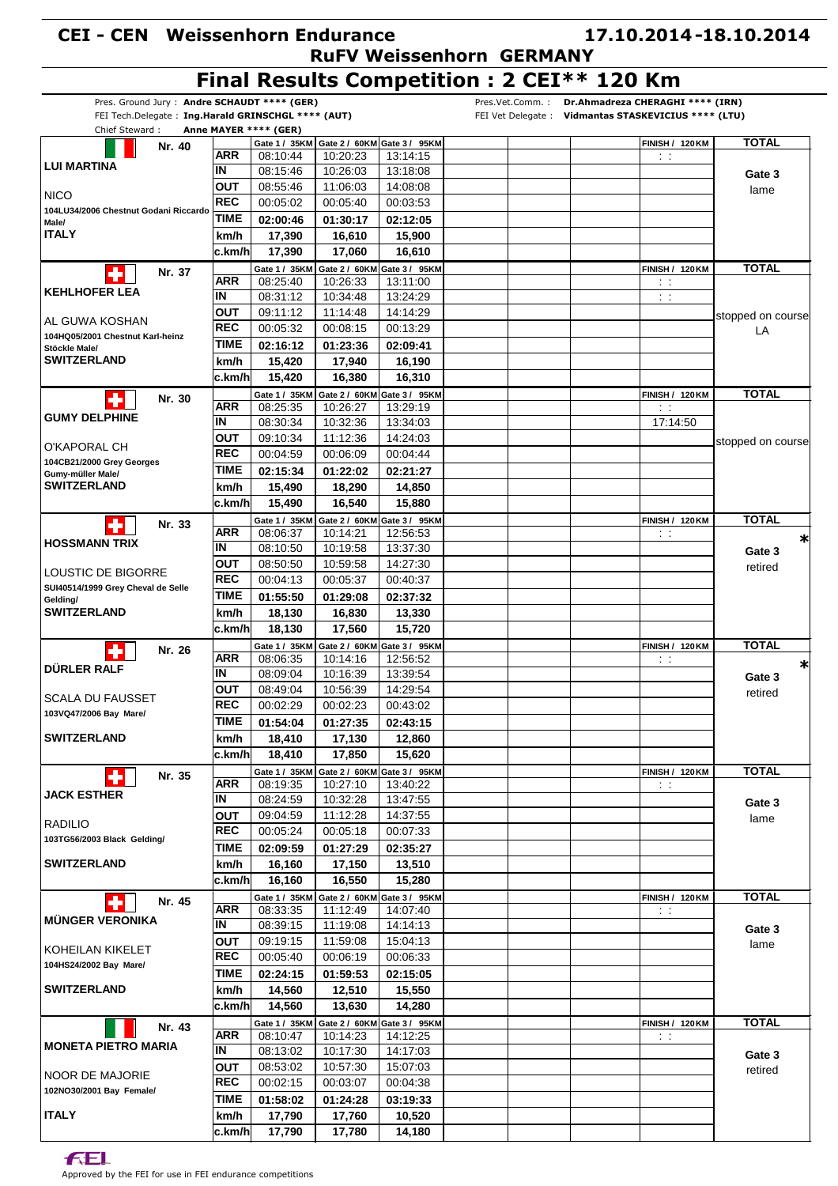# CEI - CEN Weissenhorn Endurance

**17.10.2014-18.10.2014**

**RuFV Weissenhorn GERMANY**

## Final Results Competition : 2 CEI** 120 Km

Pres. Ground Jury : **Andre SCHAUDT **** (GER)**
FEI Tech.Delegate : **Ing.Harald GRINSCHGL **** (AUT)**
Chief Steward : **Anne MAYER **** (GER)**
Pres.Vet.Comm. : **Dr.Ahmadreza CHERAGHI **** (IRN)**
FEI Vet Delegate : **Vidmantas STASKEVICIUS **** (LTU)**

| Rider / Horse | | Gate 1 / 35KM | Gate 2 / 60KM | Gate 3 / 95KM | | | | FINISH / 120KM | TOTAL |
|---|---|---|---|---|---|---|---|---|---|
| **Nr. 40** **LUI MARTINA** | ARR | 08:10:44 | 10:20:23 | 13:14:15 | | | | : : | |
| | IN | 08:15:46 | 10:26:03 | 13:18:08 | | | | | Gate 3 |
| NICO | OUT | 08:55:46 | 11:06:03 | 14:08:08 | | | | | lame |
| 104LU34/2006 Chestnut Godani Riccardo | REC | 00:05:02 | 00:05:40 | 00:03:53 | | | | | |
| Male/ | TIME | **02:00:46** | **01:30:17** | **02:12:05** | | | | | |
| **ITALY** | km/h | **17,390** | **16,610** | **15,900** | | | | | |
| | c.km/h | **17,390** | **17,060** | **16,610** | | | | | |
| **Nr. 37** **KEHLHOFER LEA** | ARR | 08:25:40 | 10:26:33 | 13:11:00 | | | | : : | |
| | IN | 08:31:12 | 10:34:48 | 13:24:29 | | | | : : | |
| AL GUWA KOSHAN | OUT | 09:11:12 | 11:14:48 | 14:14:29 | | | | | stopped on course LA |
| 104HQ05/2001 Chestnut Karl-heinz Stöckle Male/ | REC | 00:05:32 | 00:08:15 | 00:13:29 | | | | | |
| | TIME | **02:16:12** | **01:23:36** | **02:09:41** | | | | | |
| **SWITZERLAND** | km/h | **15,420** | **17,940** | **16,190** | | | | | |
| | c.km/h | **15,420** | **16,380** | **16,310** | | | | | |
| **Nr. 30** **GUMY DELPHINE** | ARR | 08:25:35 | 10:26:27 | 13:29:19 | | | | : : | |
| | IN | 08:30:34 | 10:32:36 | 13:34:03 | | | | 17:14:50 | |
| O'KAPORAL CH | OUT | 09:10:34 | 11:12:36 | 14:24:03 | | | | | stopped on course |
| 104CB21/2000 Grey Georges Gumy-müller Male/ | REC | 00:04:59 | 00:06:09 | 00:04:44 | | | | | |
| | TIME | **02:15:34** | **01:22:02** | **02:21:27** | | | | | |
| **SWITZERLAND** | km/h | **15,490** | **18,290** | **14,850** | | | | | |
| | c.km/h | **15,490** | **16,540** | **15,880** | | | | | |
| **Nr. 33** **HOSSMANN TRIX** | ARR | 08:06:37 | 10:14:21 | 12:56:53 | | | | : : | * |
| | IN | 08:10:50 | 10:19:58 | 13:37:30 | | | | | Gate 3 |
| LOUSTIC DE BIGORRE | OUT | 08:50:50 | 10:59:58 | 14:27:30 | | | | | retired |
| SUI40514/1999 Grey Cheval de Selle Gelding/ | REC | 00:04:13 | 00:05:37 | 00:40:37 | | | | | |
| | TIME | **01:55:50** | **01:29:08** | **02:37:32** | | | | | |
| **SWITZERLAND** | km/h | **18,130** | **16,830** | **13,330** | | | | | |
| | c.km/h | **18,130** | **17,560** | **15,720** | | | | | |
| **Nr. 26** **DÜRLER RALF** | ARR | 08:06:35 | 10:14:16 | 12:56:52 | | | | : : | * |
| | IN | 08:09:04 | 10:16:39 | 13:39:54 | | | | | Gate 3 |
| SCALA DU FAUSSET | OUT | 08:49:04 | 10:56:39 | 14:29:54 | | | | | retired |
| 103VQ47/2006 Bay Mare/ | REC | 00:02:29 | 00:02:23 | 00:43:02 | | | | | |
| | TIME | **01:54:04** | **01:27:35** | **02:43:15** | | | | | |
| **SWITZERLAND** | km/h | **18,410** | **17,130** | **12,860** | | | | | |
| | c.km/h | **18,410** | **17,850** | **15,620** | | | | | |
| **Nr. 35** **JACK ESTHER** | ARR | 08:19:35 | 10:27:10 | 13:40:22 | | | | : : | |
| | IN | 08:24:59 | 10:32:28 | 13:47:55 | | | | | Gate 3 |
| RADILIO | OUT | 09:04:59 | 11:12:28 | 14:37:55 | | | | | lame |
| 103TG56/2003 Black Gelding/ | REC | 00:05:24 | 00:05:18 | 00:07:33 | | | | | |
| | TIME | **02:09:59** | **01:27:29** | **02:35:27** | | | | | |
| **SWITZERLAND** | km/h | **16,160** | **17,150** | **13,510** | | | | | |
| | c.km/h | **16,160** | **16,550** | **15,280** | | | | | |
| **Nr. 45** **MÜNGER VERONIKA** | ARR | 08:33:35 | 11:12:49 | 14:07:40 | | | | : : | |
| | IN | 08:39:15 | 11:19:08 | 14:14:13 | | | | | Gate 3 |
| KOHEILAN KIKELET | OUT | 09:19:15 | 11:59:08 | 15:04:13 | | | | | lame |
| 104HS24/2002 Bay Mare/ | REC | 00:05:40 | 00:06:19 | 00:06:33 | | | | | |
| | TIME | **02:24:15** | **01:59:53** | **02:15:05** | | | | | |
| **SWITZERLAND** | km/h | **14,560** | **12,510** | **15,550** | | | | | |
| | c.km/h | **14,560** | **13,630** | **14,280** | | | | | |
| **Nr. 43** **MONETA PIETRO MARIA** | ARR | 08:10:47 | 10:14:23 | 14:12:25 | | | | : : | |
| | IN | 08:13:02 | 10:17:30 | 14:17:03 | | | | | Gate 3 |
| NOOR DE MAJORIE | OUT | 08:53:02 | 10:57:30 | 15:07:03 | | | | | retired |
| 102NO30/2001 Bay Female/ | REC | 00:02:15 | 00:03:07 | 00:04:38 | | | | | |
| | TIME | **01:58:02** | **01:24:28** | **03:19:33** | | | | | |
| **ITALY** | km/h | **17,790** | **17,760** | **10,520** | | | | | |
| | c.km/h | **17,790** | **17,780** | **14,180** | | | | | |

Approved by the FEI for use in FEI endurance competitions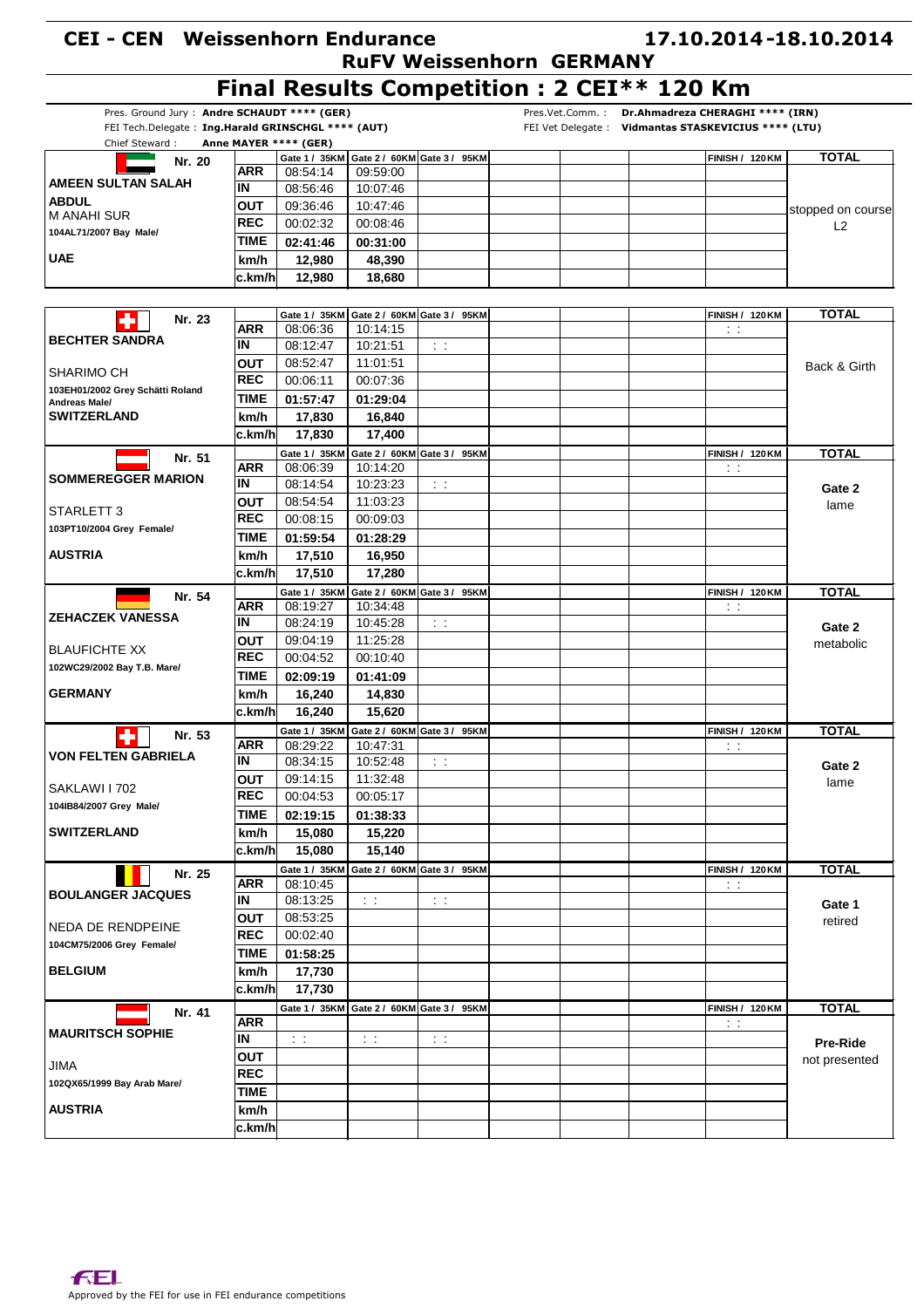# CEI - CEN Weissenhorn Endurance

**17.10.2014-18.10.2014**

**RuFV Weissenhorn GERMANY**

## Final Results Competition : 2 CEI** 120 Km

Pres. Ground Jury : **Andre SCHAUDT **** (GER)**
FEI Tech.Delegate : **Ing.Harald GRINSCHGL **** (AUT)**
Chief Steward : **Anne MAYER **** (GER)**

Pres.Vet.Comm. : **Dr.Ahmadreza CHERAGHI **** (IRN)**
FEI Vet Delegate : **Vidmantas STASKEVICIUS **** (LTU)**

| Nr. 20 | | Gate 1 / 35KM | Gate 2 / 60KM | Gate 3 / 95KM | | | | FINISH / 120KM | TOTAL |
|---|---|---|---|---|---|---|---|---|---|
| **AMEEN SULTAN SALAH ABDUL** | ARR | 08:54:14 | 09:59:00 | | | | | | stopped on course L2 |
| M ANAHI SUR | IN | 08:56:46 | 10:07:46 | | | | | | |
| 104AL71/2007 Bay Male/ | OUT | 09:36:46 | 10:47:46 | | | | | | |
| **UAE** | REC | 00:02:32 | 00:08:46 | | | | | | |
| | TIME | 02:41:46 | 00:31:00 | | | | | | |
| | km/h | 12,980 | 48,390 | | | | | | |
| | c.km/h | 12,980 | 18,680 | | | | | | |

| Nr. 23 | | Gate 1 / 35KM | Gate 2 / 60KM | Gate 3 / 95KM | | | | FINISH / 120KM | TOTAL |
|---|---|---|---|---|---|---|---|---|---|
| **BECHTER SANDRA** | ARR | 08:06:36 | 10:14:15 | | | | | : : | Back & Girth |
| SHARIMO CH | IN | 08:12:47 | 10:21:51 | : : | | | | | |
| 103EH01/2002 Grey Schätti Roland Andreas Male/ | OUT | 08:52:47 | 11:01:51 | | | | | | |
| **SWITZERLAND** | REC | 00:06:11 | 00:07:36 | | | | | | |
| | TIME | 01:57:47 | 01:29:04 | | | | | | |
| | km/h | 17,830 | 16,840 | | | | | | |
| | c.km/h | 17,830 | 17,400 | | | | | | |

| Nr. 51 | | Gate 1 / 35KM | Gate 2 / 60KM | Gate 3 / 95KM | | | | FINISH / 120KM | TOTAL |
|---|---|---|---|---|---|---|---|---|---|
| **SOMMEREGGER MARION** | ARR | 08:06:39 | 10:14:20 | | | | | : : | **Gate 2** lame |
| STARLETT 3 | IN | 08:14:54 | 10:23:23 | : : | | | | | |
| 103PT10/2004 Grey Female/ | OUT | 08:54:54 | 11:03:23 | | | | | | |
| **AUSTRIA** | REC | 00:08:15 | 00:09:03 | | | | | | |
| | TIME | 01:59:54 | 01:28:29 | | | | | | |
| | km/h | 17,510 | 16,950 | | | | | | |
| | c.km/h | 17,510 | 17,280 | | | | | | |

| Nr. 54 | | Gate 1 / 35KM | Gate 2 / 60KM | Gate 3 / 95KM | | | | FINISH / 120KM | TOTAL |
|---|---|---|---|---|---|---|---|---|---|
| **ZEHACZEK VANESSA** | ARR | 08:19:27 | 10:34:48 | | | | | : : | **Gate 2** metabolic |
| BLAUFICHTE XX | IN | 08:24:19 | 10:45:28 | : : | | | | | |
| 102WC29/2002 Bay T.B. Mare/ | OUT | 09:04:19 | 11:25:28 | | | | | | |
| **GERMANY** | REC | 00:04:52 | 00:10:40 | | | | | | |
| | TIME | 02:09:19 | 01:41:09 | | | | | | |
| | km/h | 16,240 | 14,830 | | | | | | |
| | c.km/h | 16,240 | 15,620 | | | | | | |

| Nr. 53 | | Gate 1 / 35KM | Gate 2 / 60KM | Gate 3 / 95KM | | | | FINISH / 120KM | TOTAL |
|---|---|---|---|---|---|---|---|---|---|
| **VON FELTEN GABRIELA** | ARR | 08:29:22 | 10:47:31 | | | | | : : | **Gate 2** lame |
| SAKLAWI I 702 | IN | 08:34:15 | 10:52:48 | : : | | | | | |
| 104IB84/2007 Grey Male/ | OUT | 09:14:15 | 11:32:48 | | | | | | |
| **SWITZERLAND** | REC | 00:04:53 | 00:05:17 | | | | | | |
| | TIME | 02:19:15 | 01:38:33 | | | | | | |
| | km/h | 15,080 | 15,220 | | | | | | |
| | c.km/h | 15,080 | 15,140 | | | | | | |

| Nr. 25 | | Gate 1 / 35KM | Gate 2 / 60KM | Gate 3 / 95KM | | | | FINISH / 120KM | TOTAL |
|---|---|---|---|---|---|---|---|---|---|
| **BOULANGER JACQUES** | ARR | 08:10:45 | | | | | | : : | **Gate 1** retired |
| NEDA DE RENDPEINE | IN | 08:13:25 | : : | : : | | | | | |
| 104CM75/2006 Grey Female/ | OUT | 08:53:25 | | | | | | | |
| **BELGIUM** | REC | 00:02:40 | | | | | | | |
| | TIME | 01:58:25 | | | | | | | |
| | km/h | 17,730 | | | | | | | |
| | c.km/h | 17,730 | | | | | | | |

| Nr. 41 | | Gate 1 / 35KM | Gate 2 / 60KM | Gate 3 / 95KM | | | | FINISH / 120KM | TOTAL |
|---|---|---|---|---|---|---|---|---|---|
| **MAURITSCH SOPHIE** | ARR | | | | | | | : : | **Pre-Ride** not presented |
| JIMA | IN | : : | : : | : : | | | | | |
| 102QX65/1999 Bay Arab Mare/ | OUT | | | | | | | | |
| **AUSTRIA** | REC | | | | | | | | |
| | TIME | | | | | | | | |
| | km/h | | | | | | | | |
| | c.km/h | | | | | | | | |

Approved by the FEI for use in FEI endurance competitions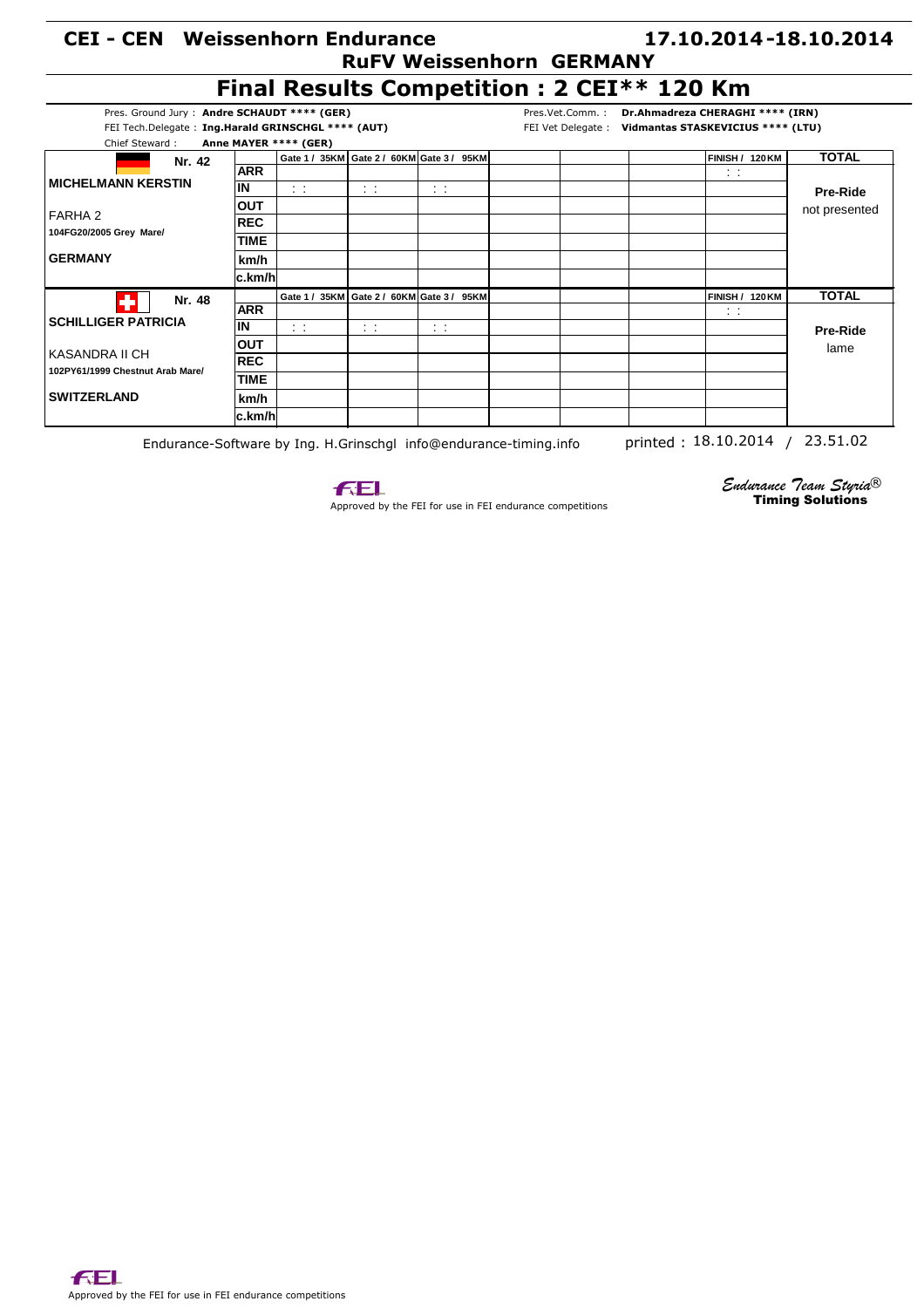# CEI - CEN Weissenhorn Endurance

**17.10.2014 -18.10.2014**

**RuFV Weissenhorn GERMANY**

## Final Results Competition : 2 CEI** 120 Km

Pres. Ground Jury : **Andre SCHAUDT **** (GER)**
FEI Tech.Delegate : **Ing.Harald GRINSCHGL **** (AUT)**
Chief Steward : **Anne MAYER **** (GER)**

Pres.Vet.Comm. : **Dr.Ahmadreza CHERAGHI **** (IRN)**
FEI Vet Delegate : **Vidmantas STASKEVICIUS **** (LTU)**

| Rider / Horse | | Gate 1 / 35KM | Gate 2 / 60KM | Gate 3 / 95KM | | | | FINISH / 120KM | TOTAL |
|---|---|---|---|---|---|---|---|---|---|
| **Nr. 42** | ARR | | | | | | | : : | |
| **MICHELMANN KERSTIN** | IN | : : | : : | : : | | | | | **Pre-Ride** |
| FARHA 2 | OUT | | | | | | | | not presented |
| **104FG20/2005 Grey Mare/** | REC | | | | | | | | |
| | TIME | | | | | | | | |
| **GERMANY** | km/h | | | | | | | | |
| | c.km/h | | | | | | | | |
| **Nr. 48** | ARR | | | | | | | : : | |
| **SCHILLIGER PATRICIA** | IN | : : | : : | : : | | | | | **Pre-Ride** |
| KASANDRA II CH | OUT | | | | | | | | lame |
| **102PY61/1999 Chestnut Arab Mare/** | REC | | | | | | | | |
| | TIME | | | | | | | | |
| **SWITZERLAND** | km/h | | | | | | | | |
| | c.km/h | | | | | | | | |

Endurance-Software by Ing. H.Grinschgl info@endurance-timing.info printed : 18.10.2014 / 23.51.02

Approved by the FEI for use in FEI endurance competitions

*Endurance Team Styria®* **Timing Solutions**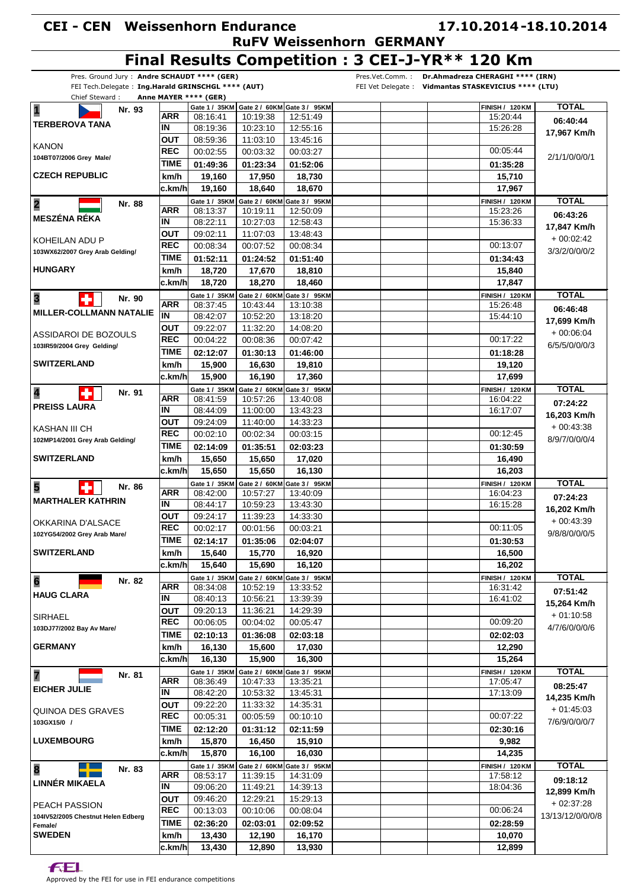# CEI - CEN Weissenhorn Endurance

**17.10.2014-18.10.2014**

**RuFV Weissenhorn GERMANY**

## Final Results Competition : 3 CEI-J-YR** 120 Km

Pres. Ground Jury : **Andre SCHAUDT **** (GER)**
FEI Tech.Delegate : **Ing.Harald GRINSCHGL **** (AUT)**
Chief Steward : **Anne MAYER **** (GER)**

Pres.Vet.Comm. : **Dr.Ahmadreza CHERAGHI **** (IRN)**
FEI Vet Delegate : **Vidmantas STASKEVICIUS **** (LTU)**

| Rank / Rider / Horse / Nation | | Gate 1 / 35KM | Gate 2 / 60KM | Gate 3 / 95KM | FINISH / 120KM | TOTAL |
|---|---|---|---|---|---|---|
| **1** Nr. 93 **TERBEROVA TANA** | ARR | 08:16:41 | 10:19:38 | 12:51:49 | 15:20:44 | **06:40:44** |
| | IN | 08:19:36 | 10:23:10 | 12:55:16 | 15:26:28 | **17,967 Km/h** |
| KANON | OUT | 08:59:36 | 11:03:10 | 13:45:16 | | |
| 104BT07/2006 Grey Male/ | REC | 00:02:55 | 00:03:32 | 00:03:27 | 00:05:44 | 2/1/1/0/0/0/1 |
| | TIME | **01:49:36** | **01:23:34** | **01:52:06** | **01:35:28** | |
| **CZECH REPUBLIC** | km/h | **19,160** | **17,950** | **18,730** | **15,710** | |
| | c.km/h | **19,160** | **18,640** | **18,670** | **17,967** | |
| **2** Nr. 88 **MESZÉNA RÉKA** | ARR | 08:13:37 | 10:19:11 | 12:50:09 | 15:23:26 | **06:43:26** |
| | IN | 08:22:11 | 10:27:03 | 12:58:43 | 15:36:33 | **17,847 Km/h** |
| KOHEILAN ADU P | OUT | 09:02:11 | 11:07:03 | 13:48:43 | | + 00:02:42 |
| 103WX62/2007 Grey Arab Gelding/ | REC | 00:08:34 | 00:07:52 | 00:08:34 | 00:13:07 | 3/3/2/0/0/0/2 |
| | TIME | **01:52:11** | **01:24:52** | **01:51:40** | **01:34:43** | |
| **HUNGARY** | km/h | **18,720** | **17,670** | **18,810** | **15,840** | |
| | c.km/h | **18,720** | **18,270** | **18,460** | **17,847** | |
| **3** Nr. 90 **MILLER-COLLMANN NATALIE** | ARR | 08:37:45 | 10:43:44 | 13:10:38 | 15:26:48 | **06:46:48** |
| | IN | 08:42:07 | 10:52:20 | 13:18:20 | 15:44:10 | **17,699 Km/h** |
| ASSIDAROI DE BOZOULS | OUT | 09:22:07 | 11:32:20 | 14:08:20 | | + 00:06:04 |
| 103IR59/2004 Grey Gelding/ | REC | 00:04:22 | 00:08:36 | 00:07:42 | 00:17:22 | 6/5/5/0/0/0/3 |
| | TIME | **02:12:07** | **01:30:13** | **01:46:00** | **01:18:28** | |
| **SWITZERLAND** | km/h | **15,900** | **16,630** | **19,810** | **19,120** | |
| | c.km/h | **15,900** | **16,190** | **17,360** | **17,699** | |
| **4** Nr. 91 **PREISS LAURA** | ARR | 08:41:59 | 10:57:26 | 13:40:08 | 16:04:22 | **07:24:22** |
| | IN | 08:44:09 | 11:00:00 | 13:43:23 | 16:17:07 | **16,203 Km/h** |
| KASHAN III CH | OUT | 09:24:09 | 11:40:00 | 14:33:23 | | + 00:43:38 |
| 102MP14/2001 Grey Arab Gelding/ | REC | 00:02:10 | 00:02:34 | 00:03:15 | 00:12:45 | 8/9/7/0/0/0/4 |
| | TIME | **02:14:09** | **01:35:51** | **02:03:23** | **01:30:59** | |
| **SWITZERLAND** | km/h | **15,650** | **15,650** | **17,020** | **16,490** | |
| | c.km/h | **15,650** | **15,650** | **16,130** | **16,203** | |
| **5** Nr. 86 **MARTHALER KATHRIN** | ARR | 08:42:00 | 10:57:27 | 13:40:09 | 16:04:23 | **07:24:23** |
| | IN | 08:44:17 | 10:59:23 | 13:43:30 | 16:15:28 | **16,202 Km/h** |
| OKKARINA D'ALSACE | OUT | 09:24:17 | 11:39:23 | 14:33:30 | | + 00:43:39 |
| 102YG54/2002 Grey Arab Mare/ | REC | 00:02:17 | 00:01:56 | 00:03:21 | 00:11:05 | 9/8/8/0/0/0/5 |
| | TIME | **02:14:17** | **01:35:06** | **02:04:07** | **01:30:53** | |
| **SWITZERLAND** | km/h | **15,640** | **15,770** | **16,920** | **16,500** | |
| | c.km/h | **15,640** | **15,690** | **16,120** | **16,202** | |
| **6** Nr. 82 **HAUG CLARA** | ARR | 08:34:08 | 10:52:19 | 13:33:52 | 16:31:42 | **07:51:42** |
| | IN | 08:40:13 | 10:56:21 | 13:39:39 | 16:41:02 | **15,264 Km/h** |
| SIRHAEL | OUT | 09:20:13 | 11:36:21 | 14:29:39 | | + 01:10:58 |
| 103DJ77/2002 Bay Av Mare/ | REC | 00:06:05 | 00:04:02 | 00:05:47 | 00:09:20 | 4/7/6/0/0/0/6 |
| | TIME | **02:10:13** | **01:36:08** | **02:03:18** | **02:02:03** | |
| **GERMANY** | km/h | **16,130** | **15,600** | **17,030** | **12,290** | |
| | c.km/h | **16,130** | **15,900** | **16,300** | **15,264** | |
| **7** Nr. 81 **EICHER JULIE** | ARR | 08:36:49 | 10:47:33 | 13:35:21 | 17:05:47 | **08:25:47** |
| | IN | 08:42:20 | 10:53:32 | 13:45:31 | 17:13:09 | **14,235 Km/h** |
| QUINOA DES GRAVES | OUT | 09:22:20 | 11:33:32 | 14:35:31 | | + 01:45:03 |
| 103GX15/0 / | REC | 00:05:31 | 00:05:59 | 00:10:10 | 00:07:22 | 7/6/9/0/0/0/7 |
| | TIME | **02:12:20** | **01:31:12** | **02:11:59** | **02:30:16** | |
| **LUXEMBOURG** | km/h | **15,870** | **16,450** | **15,910** | **9,982** | |
| | c.km/h | **15,870** | **16,100** | **16,030** | **14,235** | |
| **8** Nr. 83 **LINNÉR MIKAELA** | ARR | 08:53:17 | 11:39:15 | 14:31:09 | 17:58:12 | **09:18:12** |
| | IN | 09:06:20 | 11:49:21 | 14:39:13 | 18:04:36 | **12,899 Km/h** |
| PEACH PASSION | OUT | 09:46:20 | 12:29:21 | 15:29:13 | | + 02:37:28 |
| 104IV52/2005 Chestnut Helen Edberg Female/ | REC | 00:13:03 | 00:10:06 | 00:08:04 | 00:06:24 | 13/13/12/0/0/0/8 |
| | TIME | **02:36:20** | **02:03:01** | **02:09:52** | **02:28:59** | |
| **SWEDEN** | km/h | **13,430** | **12,190** | **16,170** | **10,070** | |
| | c.km/h | **13,430** | **12,890** | **13,930** | **12,899** | |

Approved by the FEI for use in FEI endurance competitions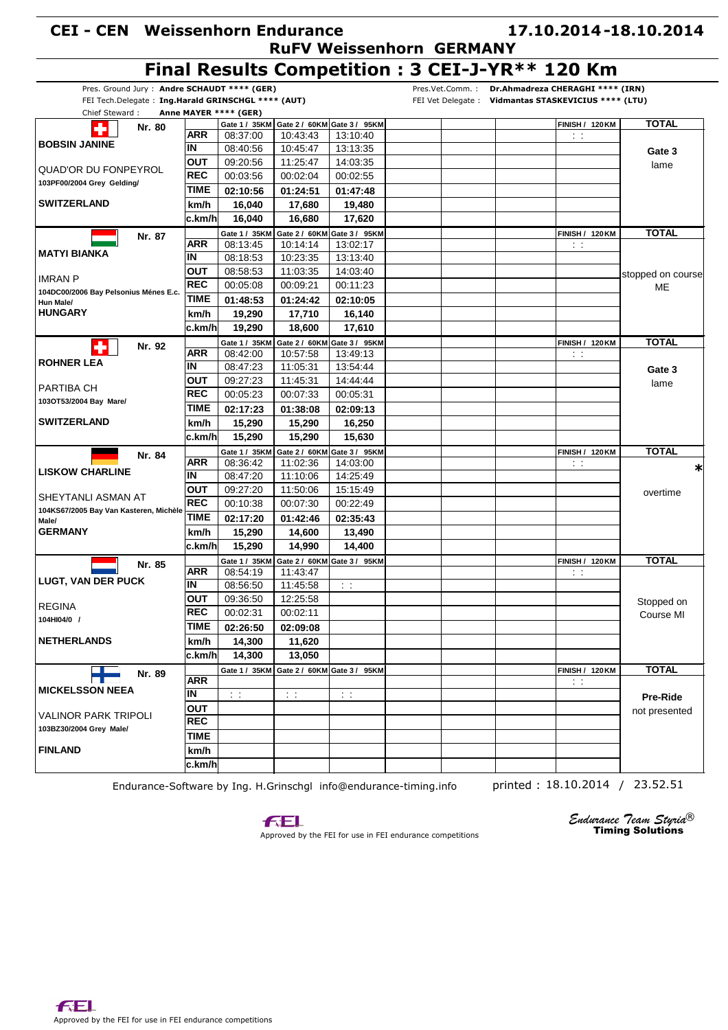# CEI - CEN Weissenhorn Endurance

**17.10.2014-18.10.2014**

## RuFV Weissenhorn GERMANY

# Final Results Competition : 3 CEI-J-YR** 120 Km

Pres. Ground Jury : **Andre SCHAUDT **** (GER)**
FEI Tech.Delegate : **Ing.Harald GRINSCHGL **** (AUT)**
Chief Steward : **Anne MAYER **** (GER)**

Pres.Vet.Comm. : **Dr.Ahmadreza CHERAGHI **** (IRN)**
FEI Vet Delegate : **Vidmantas STASKEVICIUS **** (LTU)**

| Rider / Horse | | Gate 1 / 35KM | Gate 2 / 60KM | Gate 3 / 95KM | | | | FINISH / 120KM | TOTAL |
|---|---|---|---|---|---|---|---|---|---|
| **Nr. 80** | ARR | 08:37:00 | 10:43:43 | 13:10:40 | | | | : : | |
| **BOBSIN JANINE** | IN | 08:40:56 | 10:45:47 | 13:13:35 | | | | | **Gate 3** |
| QUAD'OR DU FONPEYROL | OUT | 09:20:56 | 11:25:47 | 14:03:35 | | | | | lame |
| 103PF00/2004 Grey Gelding/ | REC | 00:03:56 | 00:02:04 | 00:02:55 | | | | | |
| **SWITZERLAND** | TIME | **02:10:56** | **01:24:51** | **01:47:48** | | | | | |
| | km/h | **16,040** | **17,680** | **19,480** | | | | | |
| | c.km/h | **16,040** | **16,680** | **17,620** | | | | | |
| **Nr. 87** | ARR | 08:13:45 | 10:14:14 | 13:02:17 | | | | : : | |
| **MATYI BIANKA** | IN | 08:18:53 | 10:23:35 | 13:13:40 | | | | | |
| IMRAN P | OUT | 08:58:53 | 11:03:35 | 14:03:40 | | | | | stopped on course ME |
| 104DC00/2006 Bay Pelsonius Ménes E.c. Hun Male/ | REC | 00:05:08 | 00:09:21 | 00:11:23 | | | | | |
| **HUNGARY** | TIME | **01:48:53** | **01:24:42** | **02:10:05** | | | | | |
| | km/h | **19,290** | **17,710** | **16,140** | | | | | |
| | c.km/h | **19,290** | **18,600** | **17,610** | | | | | |
| **Nr. 92** | ARR | 08:42:00 | 10:57:58 | 13:49:13 | | | | : : | |
| **ROHNER LEA** | IN | 08:47:23 | 11:05:31 | 13:54:44 | | | | | **Gate 3** |
| PARTIBA CH | OUT | 09:27:23 | 11:45:31 | 14:44:44 | | | | | lame |
| 103OT53/2004 Bay Mare/ | REC | 00:05:23 | 00:07:33 | 00:05:31 | | | | | |
| **SWITZERLAND** | TIME | **02:17:23** | **01:38:08** | **02:09:13** | | | | | |
| | km/h | **15,290** | **15,290** | **16,250** | | | | | |
| | c.km/h | **15,290** | **15,290** | **15,630** | | | | | |
| **Nr. 84** | ARR | 08:36:42 | 11:02:36 | 14:03:00 | | | | : : | * |
| **LISKOW CHARLINE** | IN | 08:47:20 | 11:10:06 | 14:25:49 | | | | | |
| SHEYTANLI ASMAN AT | OUT | 09:27:20 | 11:50:06 | 15:15:49 | | | | | overtime |
| 104KS67/2005 Bay Van Kasteren, Michèle Male/ | REC | 00:10:38 | 00:07:30 | 00:22:49 | | | | | |
| **GERMANY** | TIME | **02:17:20** | **01:42:46** | **02:35:43** | | | | | |
| | km/h | **15,290** | **14,600** | **13,490** | | | | | |
| | c.km/h | **15,290** | **14,990** | **14,400** | | | | | |
| **Nr. 85** | ARR | 08:54:19 | 11:43:47 | | | | | : : | |
| **LUGT, VAN DER PUCK** | IN | 08:56:50 | 11:45:58 | : : | | | | | |
| REGINA | OUT | 09:36:50 | 12:25:58 | | | | | | Stopped on Course MI |
| 104HI04/0 / | REC | 00:02:31 | 00:02:11 | | | | | | |
| **NETHERLANDS** | TIME | **02:26:50** | **02:09:08** | | | | | | |
| | km/h | **14,300** | **11,620** | | | | | | |
| | c.km/h | **14,300** | **13,050** | | | | | | |
| **Nr. 89** | ARR | | | | | | | : : | |
| **MICKELSSON NEEA** | IN | : : | : : | : : | | | | | **Pre-Ride** |
| VALINOR PARK TRIPOLI | OUT | | | | | | | | not presented |
| 103BZ30/2004 Grey Male/ | REC | | | | | | | | |
| **FINLAND** | TIME | | | | | | | | |
| | km/h | | | | | | | | |
| | c.km/h | | | | | | | | |

Endurance-Software by Ing. H.Grinschgl info@endurance-timing.info

printed : 18.10.2014 / 23.52.51

Approved by the FEI for use in FEI endurance competitions

*Endurance Team Styria*® **Timing Solutions**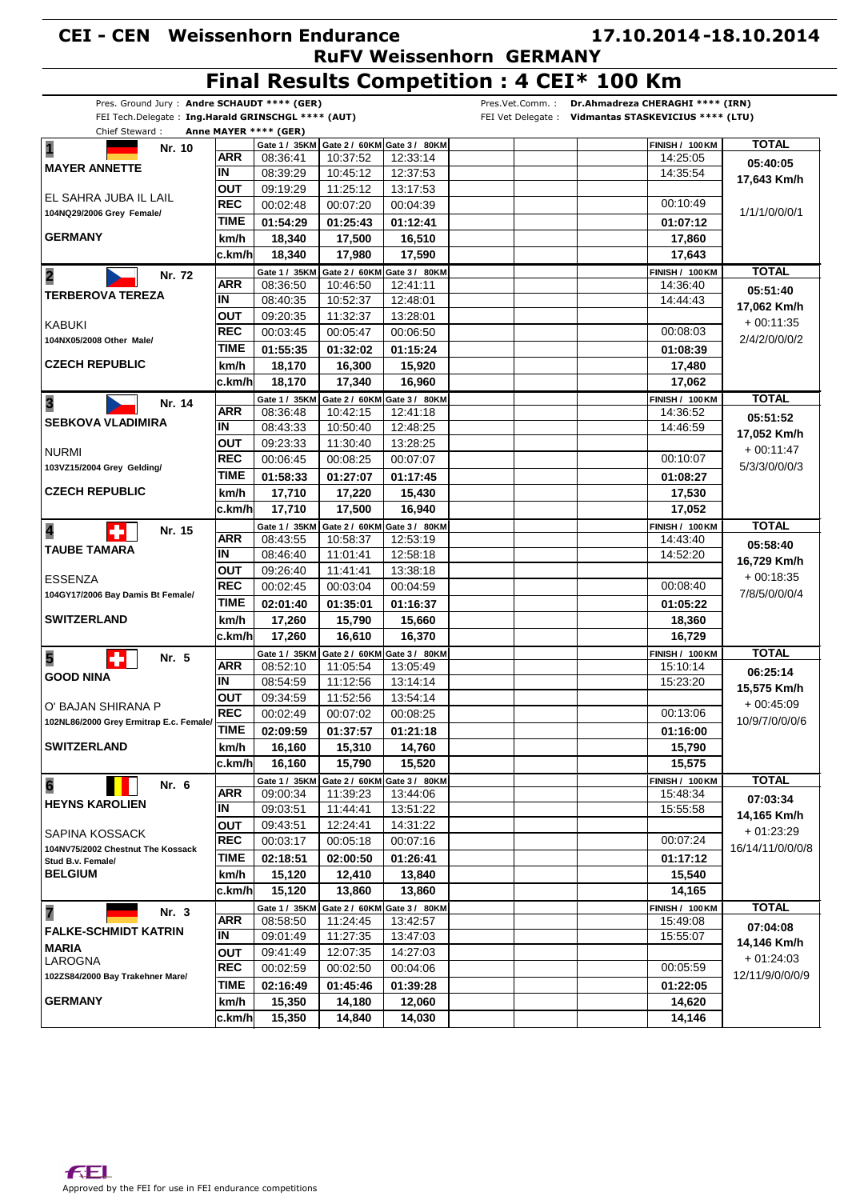# CEI - CEN Weissenhorn Endurance

**17.10.2014-18.10.2014**

## RuFV Weissenhorn GERMANY

## Final Results Competition : 4 CEI* 100 Km

Pres. Ground Jury : **Andre SCHAUDT \*\*\*\* (GER)**
FEI Tech.Delegate : **Ing.Harald GRINSCHGL \*\*\*\* (AUT)**
Chief Steward : **Anne MAYER \*\*\*\* (GER)**

Pres.Vet.Comm. : **Dr.Ahmadreza CHERAGHI \*\*\*\* (IRN)**
FEI Vet Delegate : **Vidmantas STASKEVICIUS \*\*\*\* (LTU)**

| Rider / Horse | | Gate 1 / 35KM | Gate 2 / 60KM | Gate 3 / 80KM | FINISH / 100KM | TOTAL |
|---|---|---|---|---|---|---|
| **1** Nr. 10 **MAYER ANNETTE** | ARR | 08:36:41 | 10:37:52 | 12:33:14 | 14:25:05 | **05:40:05** |
| | IN | 08:39:29 | 10:45:12 | 12:37:53 | 14:35:54 | **17,643 Km/h** |
| EL SAHRA JUBA IL LAIL | OUT | 09:19:29 | 11:25:12 | 13:17:53 | | |
| 104NQ29/2006 Grey Female/ | REC | 00:02:48 | 00:07:20 | 00:04:39 | 00:10:49 | 1/1/1/0/0/0/1 |
| | TIME | **01:54:29** | **01:25:43** | **01:12:41** | **01:07:12** | |
| **GERMANY** | km/h | **18,340** | **17,500** | **16,510** | **17,860** | |
| | c.km/h | **18,340** | **17,980** | **17,590** | **17,643** | |
| **2** Nr. 72 **TERBEROVA TEREZA** | ARR | 08:36:50 | 10:46:50 | 12:41:11 | 14:36:40 | **05:51:40** |
| | IN | 08:40:35 | 10:52:37 | 12:48:01 | 14:44:43 | **17,062 Km/h** |
| KABUKI | OUT | 09:20:35 | 11:32:37 | 13:28:01 | | + 00:11:35 |
| 104NX05/2008 Other Male/ | REC | 00:03:45 | 00:05:47 | 00:06:50 | 00:08:03 | 2/4/2/0/0/0/2 |
| | TIME | **01:55:35** | **01:32:02** | **01:15:24** | **01:08:39** | |
| **CZECH REPUBLIC** | km/h | **18,170** | **16,300** | **15,920** | **17,480** | |
| | c.km/h | **18,170** | **17,340** | **16,960** | **17,062** | |
| **3** Nr. 14 **SEBKOVA VLADIMIRA** | ARR | 08:36:48 | 10:42:15 | 12:41:18 | 14:36:52 | **05:51:52** |
| | IN | 08:43:33 | 10:50:40 | 12:48:25 | 14:46:59 | **17,052 Km/h** |
| NURMI | OUT | 09:23:33 | 11:30:40 | 13:28:25 | | + 00:11:47 |
| 103VZ15/2004 Grey Gelding/ | REC | 00:06:45 | 00:08:25 | 00:07:07 | 00:10:07 | 5/3/3/0/0/0/3 |
| | TIME | **01:58:33** | **01:27:07** | **01:17:45** | **01:08:27** | |
| **CZECH REPUBLIC** | km/h | **17,710** | **17,220** | **15,430** | **17,530** | |
| | c.km/h | **17,710** | **17,500** | **16,940** | **17,052** | |
| **4** Nr. 15 **TAUBE TAMARA** | ARR | 08:43:55 | 10:58:37 | 12:53:19 | 14:43:40 | **05:58:40** |
| | IN | 08:46:40 | 11:01:41 | 12:58:18 | 14:52:20 | **16,729 Km/h** |
| ESSENZA | OUT | 09:26:40 | 11:41:41 | 13:38:18 | | + 00:18:35 |
| 104GY17/2006 Bay Damis Bt Female/ | REC | 00:02:45 | 00:03:04 | 00:04:59 | 00:08:40 | 7/8/5/0/0/0/4 |
| | TIME | **02:01:40** | **01:35:01** | **01:16:37** | **01:05:22** | |
| **SWITZERLAND** | km/h | **17,260** | **15,790** | **15,660** | **18,360** | |
| | c.km/h | **17,260** | **16,610** | **16,370** | **16,729** | |
| **5** Nr. 5 **GOOD NINA** | ARR | 08:52:10 | 11:05:54 | 13:05:49 | 15:10:14 | **06:25:14** |
| | IN | 08:54:59 | 11:12:56 | 13:14:14 | 15:23:20 | **15,575 Km/h** |
| O' BAJAN SHIRANA P | OUT | 09:34:59 | 11:52:56 | 13:54:14 | | + 00:45:09 |
| 102NL86/2000 Grey Ermitrap E.c. Female/ | REC | 00:02:49 | 00:07:02 | 00:08:25 | 00:13:06 | 10/9/7/0/0/0/6 |
| | TIME | **02:09:59** | **01:37:57** | **01:21:18** | **01:16:00** | |
| **SWITZERLAND** | km/h | **16,160** | **15,310** | **14,760** | **15,790** | |
| | c.km/h | **16,160** | **15,790** | **15,520** | **15,575** | |
| **6** Nr. 6 **HEYNS KAROLIEN** | ARR | 09:00:34 | 11:39:23 | 13:44:06 | 15:48:34 | **07:03:34** |
| | IN | 09:03:51 | 11:44:41 | 13:51:22 | 15:55:58 | **14,165 Km/h** |
| SAPINA KOSSACK | OUT | 09:43:51 | 12:24:41 | 14:31:22 | | + 01:23:29 |
| 104NV75/2002 Chestnut The Kossack Stud B.v. Female/ | REC | 00:03:17 | 00:05:18 | 00:07:16 | 00:07:24 | 16/14/11/0/0/0/8 |
| | TIME | **02:18:51** | **02:00:50** | **01:26:41** | **01:17:12** | |
| **BELGIUM** | km/h | **15,120** | **12,410** | **13,840** | **15,540** | |
| | c.km/h | **15,120** | **13,860** | **13,860** | **14,165** | |
| **7** Nr. 3 **FALKE-SCHMIDT KATRIN MARIA** | ARR | 08:58:50 | 11:24:45 | 13:42:57 | 15:49:08 | **07:04:08** |
| | IN | 09:01:49 | 11:27:35 | 13:47:03 | 15:55:07 | **14,146 Km/h** |
| LAROGNA | OUT | 09:41:49 | 12:07:35 | 14:27:03 | | + 01:24:03 |
| 102ZS84/2000 Bay Trakehner Mare/ | REC | 00:02:59 | 00:02:50 | 00:04:06 | 00:05:59 | 12/11/9/0/0/0/9 |
| | TIME | **02:16:49** | **01:45:46** | **01:39:28** | **01:22:05** | |
| **GERMANY** | km/h | **15,350** | **14,180** | **12,060** | **14,620** | |
| | c.km/h | **15,350** | **14,840** | **14,030** | **14,146** | |

Approved by the FEI for use in FEI endurance competitions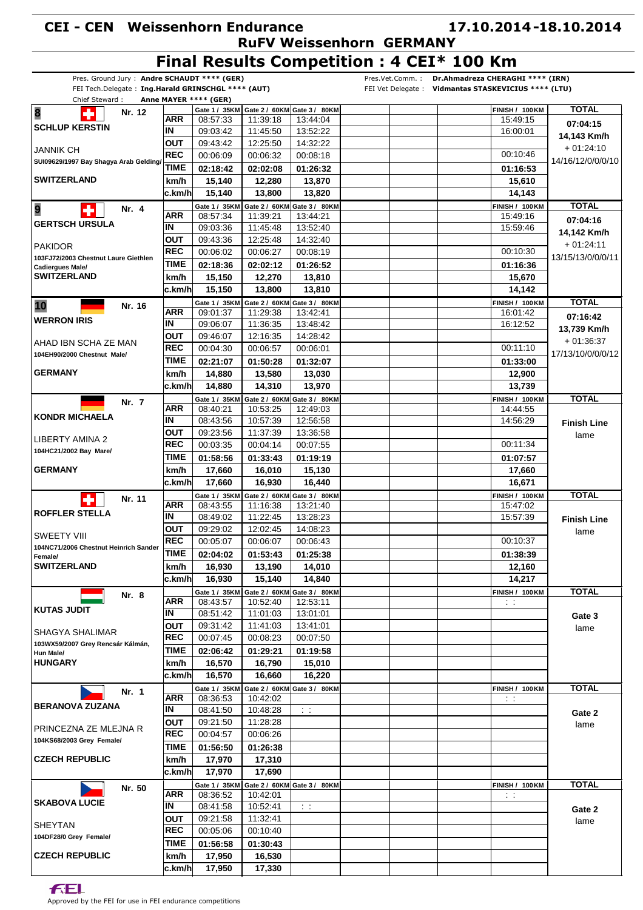# CEI - CEN Weissenhorn Endurance

**17.10.2014-18.10.2014**

**RuFV Weissenhorn GERMANY**

## Final Results Competition : 4 CEI* 100 Km

Pres. Ground Jury : **Andre SCHAUDT \*\*\*\* (GER)**
FEI Tech.Delegate : **Ing.Harald GRINSCHGL \*\*\*\* (AUT)**
Chief Steward : **Anne MAYER \*\*\*\* (GER)**

Pres.Vet.Comm. : **Dr.Ahmadreza CHERAGHI \*\*\*\* (IRN)**
FEI Vet Delegate : **Vidmantas STASKEVICIUS \*\*\*\* (LTU)**

| Rider / Horse | | Gate 1 / 35KM | Gate 2 / 60KM | Gate 3 / 80KM | FINISH / 100KM | TOTAL |
|---|---|---|---|---|---|---|
| **8** Nr. 12 **SCHLUP KERSTIN** | ARR | 08:57:33 | 11:39:18 | 13:44:04 | 15:49:15 | **07:04:15** |
| | IN | 09:03:42 | 11:45:50 | 13:52:22 | 16:00:01 | **14,143 Km/h** |
| JANNIK CH | OUT | 09:43:42 | 12:25:50 | 14:32:22 | | + 01:24:10 |
| SUI09629/1997 Bay Shagya Arab Gelding/ | REC | 00:06:09 | 00:06:32 | 00:08:18 | 00:10:46 | 14/16/12/0/0/0/10 |
| | TIME | **02:18:42** | **02:02:08** | **01:26:32** | **01:16:53** | |
| **SWITZERLAND** | km/h | **15,140** | **12,280** | **13,870** | **15,610** | |
| | c.km/h | **15,140** | **13,800** | **13,820** | **14,143** | |
| **9** Nr. 4 **GERTSCH URSULA** | ARR | 08:57:34 | 11:39:21 | 13:44:21 | 15:49:16 | **07:04:16** |
| | IN | 09:03:36 | 11:45:48 | 13:52:40 | 15:59:46 | **14,142 Km/h** |
| PAKIDOR | OUT | 09:43:36 | 12:25:48 | 14:32:40 | | + 01:24:11 |
| 103FJ72/2003 Chestnut Laure Giethlen Cadiergues Male/ | REC | 00:06:02 | 00:06:27 | 00:08:19 | 00:10:30 | 13/15/13/0/0/0/11 |
| | TIME | **02:18:36** | **02:02:12** | **01:26:52** | **01:16:36** | |
| **SWITZERLAND** | km/h | **15,150** | **12,270** | **13,810** | **15,670** | |
| | c.km/h | **15,150** | **13,800** | **13,810** | **14,142** | |
| **10** Nr. 16 **WERRON IRIS** | ARR | 09:01:37 | 11:29:38 | 13:42:41 | 16:01:42 | **07:16:42** |
| | IN | 09:06:07 | 11:36:35 | 13:48:42 | 16:12:52 | **13,739 Km/h** |
| AHAD IBN SCHA ZE MAN | OUT | 09:46:07 | 12:16:35 | 14:28:42 | | + 01:36:37 |
| 104EH90/2000 Chestnut Male/ | REC | 00:04:30 | 00:06:57 | 00:06:01 | 00:11:10 | 17/13/10/0/0/0/12 |
| | TIME | **02:21:07** | **01:50:28** | **01:32:07** | **01:33:00** | |
| **GERMANY** | km/h | **14,880** | **13,580** | **13,030** | **12,900** | |
| | c.km/h | **14,880** | **14,310** | **13,970** | **13,739** | |
| Nr. 7 **KONDR MICHAELA** | ARR | 08:40:21 | 10:53:25 | 12:49:03 | 14:44:55 | |
| | IN | 08:43:56 | 10:57:39 | 12:56:58 | 14:56:29 | **Finish Line** |
| LIBERTY AMINA 2 | OUT | 09:23:56 | 11:37:39 | 13:36:58 | | lame |
| 104HC21/2002 Bay Mare/ | REC | 00:03:35 | 00:04:14 | 00:07:55 | 00:11:34 | |
| | TIME | **01:58:56** | **01:33:43** | **01:19:19** | **01:07:57** | |
| **GERMANY** | km/h | **17,660** | **16,010** | **15,130** | **17,660** | |
| | c.km/h | **17,660** | **16,930** | **16,440** | **16,671** | |
| Nr. 11 **ROFFLER STELLA** | ARR | 08:43:55 | 11:16:38 | 13:21:40 | 15:47:02 | |
| | IN | 08:49:02 | 11:22:45 | 13:28:23 | 15:57:39 | **Finish Line** |
| SWEETY VIII | OUT | 09:29:02 | 12:02:45 | 14:08:23 | | lame |
| 104NC71/2006 Chestnut Heinrich Sander Female/ | REC | 00:05:07 | 00:06:07 | 00:06:43 | 00:10:37 | |
| | TIME | **02:04:02** | **01:53:43** | **01:25:38** | **01:38:39** | |
| **SWITZERLAND** | km/h | **16,930** | **13,190** | **14,010** | **12,160** | |
| | c.km/h | **16,930** | **15,140** | **14,840** | **14,217** | |
| Nr. 8 **KUTAS JUDIT** | ARR | 08:43:57 | 10:52:40 | 12:53:11 | : : | |
| | IN | 08:51:42 | 11:01:03 | 13:01:01 | | **Gate 3** |
| SHAGYA SHALIMAR | OUT | 09:31:42 | 11:41:03 | 13:41:01 | | lame |
| 103WX59/2007 Grey Rencsár Kálmán, Hun Male/ | REC | 00:07:45 | 00:08:23 | 00:07:50 | | |
| | TIME | **02:06:42** | **01:29:21** | **01:19:58** | | |
| **HUNGARY** | km/h | **16,570** | **16,790** | **15,010** | | |
| | c.km/h | **16,570** | **16,660** | **16,220** | | |
| Nr. 1 **BERANOVA ZUZANA** | ARR | 08:36:53 | 10:42:02 | | : : | |
| | IN | 08:41:50 | 10:48:28 | : : | | **Gate 2** |
| PRINCEZNA ZE MLEJNA R | OUT | 09:21:50 | 11:28:28 | | | lame |
| 104KS68/2003 Grey Female/ | REC | 00:04:57 | 00:06:26 | | | |
| | TIME | **01:56:50** | **01:26:38** | | | |
| **CZECH REPUBLIC** | km/h | **17,970** | **17,310** | | | |
| | c.km/h | **17,970** | **17,690** | | | |
| Nr. 50 **SKABOVA LUCIE** | ARR | 08:36:52 | 10:42:01 | | : : | |
| | IN | 08:41:58 | 10:52:41 | : : | | **Gate 2** |
| SHEYTAN | OUT | 09:21:58 | 11:32:41 | | | lame |
| 104DF28/0 Grey Female/ | REC | 00:05:06 | 00:10:40 | | | |
| | TIME | **01:56:58** | **01:30:43** | | | |
| **CZECH REPUBLIC** | km/h | **17,950** | **16,530** | | | |
| | c.km/h | **17,950** | **17,330** | | | |

Approved by the FEI for use in FEI endurance competitions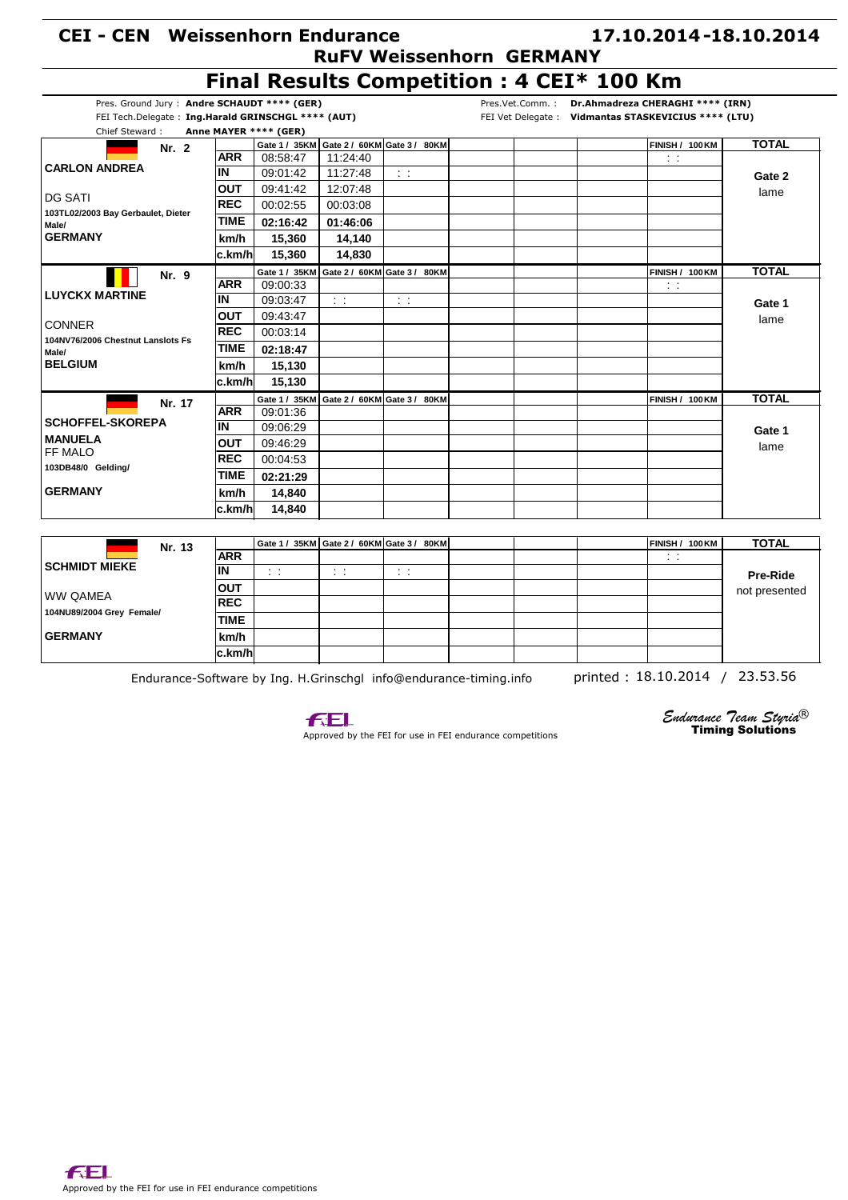# CEI - CEN Weissenhorn Endurance

**17.10.2014-18.10.2014**

## RuFV Weissenhorn GERMANY

## Final Results Competition : 4 CEI* 100 Km

Pres. Ground Jury : **Andre SCHAUDT \*\*\*\* (GER)**
FEI Tech.Delegate : **Ing.Harald GRINSCHGL \*\*\*\* (AUT)**
Chief Steward : **Anne MAYER \*\*\*\* (GER)**

Pres.Vet.Comm. : **Dr.Ahmadreza CHERAGHI \*\*\*\* (IRN)**
FEI Vet Delegate : **Vidmantas STASKEVICIUS \*\*\*\* (LTU)**

| Rider / Horse | | Gate 1 / 35KM | Gate 2 / 60KM | Gate 3 / 80KM | | | | FINISH / 100KM | TOTAL |
|---|---|---|---|---|---|---|---|---|---|
| **Nr. 2** | ARR | 08:58:47 | 11:24:40 | | | | | : : | |
| **CARLON ANDREA** | IN | 09:01:42 | 11:27:48 | : : | | | | | **Gate 2** |
| DG SATI | OUT | 09:41:42 | 12:07:48 | | | | | | lame |
| 103TL02/2003 Bay Gerbaulet, Dieter Male/ | REC | 00:02:55 | 00:03:08 | | | | | | |
| **GERMANY** | TIME | **02:16:42** | **01:46:06** | | | | | | |
| | km/h | **15,360** | **14,140** | | | | | | |
| | c.km/h | **15,360** | **14,830** | | | | | | |
| **Nr. 9** | ARR | 09:00:33 | | | | | | : : | |
| **LUYCKX MARTINE** | IN | 09:03:47 | : : | : : | | | | | **Gate 1** |
| CONNER | OUT | 09:43:47 | | | | | | | lame |
| 104NV76/2006 Chestnut Lanslots Fs Male/ | REC | 00:03:14 | | | | | | | |
| **BELGIUM** | TIME | **02:18:47** | | | | | | | |
| | km/h | **15,130** | | | | | | | |
| | c.km/h | **15,130** | | | | | | | |
| **Nr. 17** | ARR | 09:01:36 | | | | | | | |
| **SCHOFFEL-SKOREPA MANUELA** | IN | 09:06:29 | | | | | | | **Gate 1** |
| FF MALO | OUT | 09:46:29 | | | | | | | lame |
| 103DB48/0 Gelding/ | REC | 00:04:53 | | | | | | | |
| **GERMANY** | TIME | **02:21:29** | | | | | | | |
| | km/h | **14,840** | | | | | | | |
| | c.km/h | **14,840** | | | | | | | |
| **Nr. 13** | ARR | | | | | | | : : | |
| **SCHMIDT MIEKE** | IN | : : | : : | : : | | | | | **Pre-Ride** |
| WW QAMEA | OUT | | | | | | | | not presented |
| 104NU89/2004 Grey Female/ | REC | | | | | | | | |
| **GERMANY** | TIME | | | | | | | | |
| | km/h | | | | | | | | |
| | c.km/h | | | | | | | | |

Endurance-Software by Ing. H.Grinschgl info@endurance-timing.info printed : 18.10.2014 / 23.53.56

Approved by the FEI for use in FEI endurance competitions

*Endurance Team Styria®* **Timing Solutions**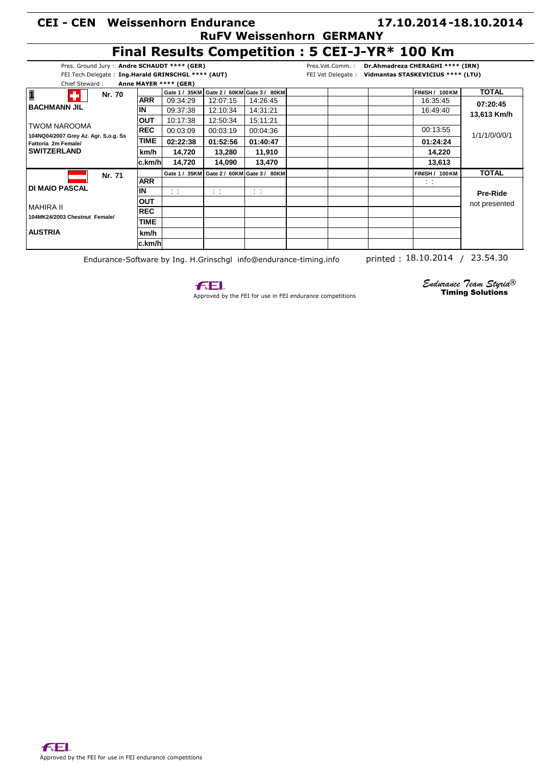# CEI - CEN Weissenhorn Endurance

**17.10.2014-18.10.2014**

**RuFV Weissenhorn GERMANY**

## Final Results Competition : 5 CEI-J-YR* 100 Km

Pres. Ground Jury : **Andre SCHAUDT \*\*\*\* (GER)**
FEI Tech.Delegate : **Ing.Harald GRINSCHGL \*\*\*\* (AUT)**
Chief Steward : **Anne MAYER \*\*\*\* (GER)**

Pres.Vet.Comm. : **Dr.Ahmadreza CHERAGHI \*\*\*\* (IRN)**
FEI Vet Delegate : **Vidmantas STASKEVICIUS \*\*\*\* (LTU)**

| Rider / Horse | | Gate 1 / 35KM | Gate 2 / 60KM | Gate 3 / 80KM | | | | FINISH / 100KM | TOTAL |
|---|---|---|---|---|---|---|---|---|---|
| **1** Nr. 70 | ARR | 09:34:29 | 12:07:15 | 14:26:45 | | | | 16:35:45 | 07:20:45 |
| **BACHMANN JIL** | IN | 09:37:38 | 12:10:34 | 14:31:21 | | | | 16:49:40 | 13,613 Km/h |
| TWOM NAROOMA | OUT | 10:17:38 | 12:50:34 | 15:11:21 | | | | | |
| 104NQ04/2007 Grey Az. Agr. S.o.g. Ss Fattoria 2m Female/ | REC | 00:03:09 | 00:03:19 | 00:04:36 | | | | 00:13:55 | 1/1/1/0/0/0/1 |
| **SWITZERLAND** | TIME | **02:22:38** | **01:52:56** | **01:40:47** | | | | **01:24:24** | |
| | km/h | **14,720** | **13,280** | **11,910** | | | | **14,220** | |
| | c.km/h | **14,720** | **14,090** | **13,470** | | | | **13,613** | |
| Nr. 71 | ARR | | | | | | | : : | |
| **DI MAIO PASCAL** | IN | : : | : : | : : | | | | | **Pre-Ride** not presented |
| MAHIRA II | OUT | | | | | | | | |
| 104MK24/2003 Chestnut Female/ | REC | | | | | | | | |
| | TIME | | | | | | | | |
| **AUSTRIA** | km/h | | | | | | | | |
| | c.km/h | | | | | | | | |

Endurance-Software by Ing. H.Grinschgl info@endurance-timing.info printed : 18.10.2014 / 23.54.30

Approved by the FEI for use in FEI endurance competitions

*Endurance Team Styria®* **Timing Solutions**

Approved by the FEI for use in FEI endurance competitions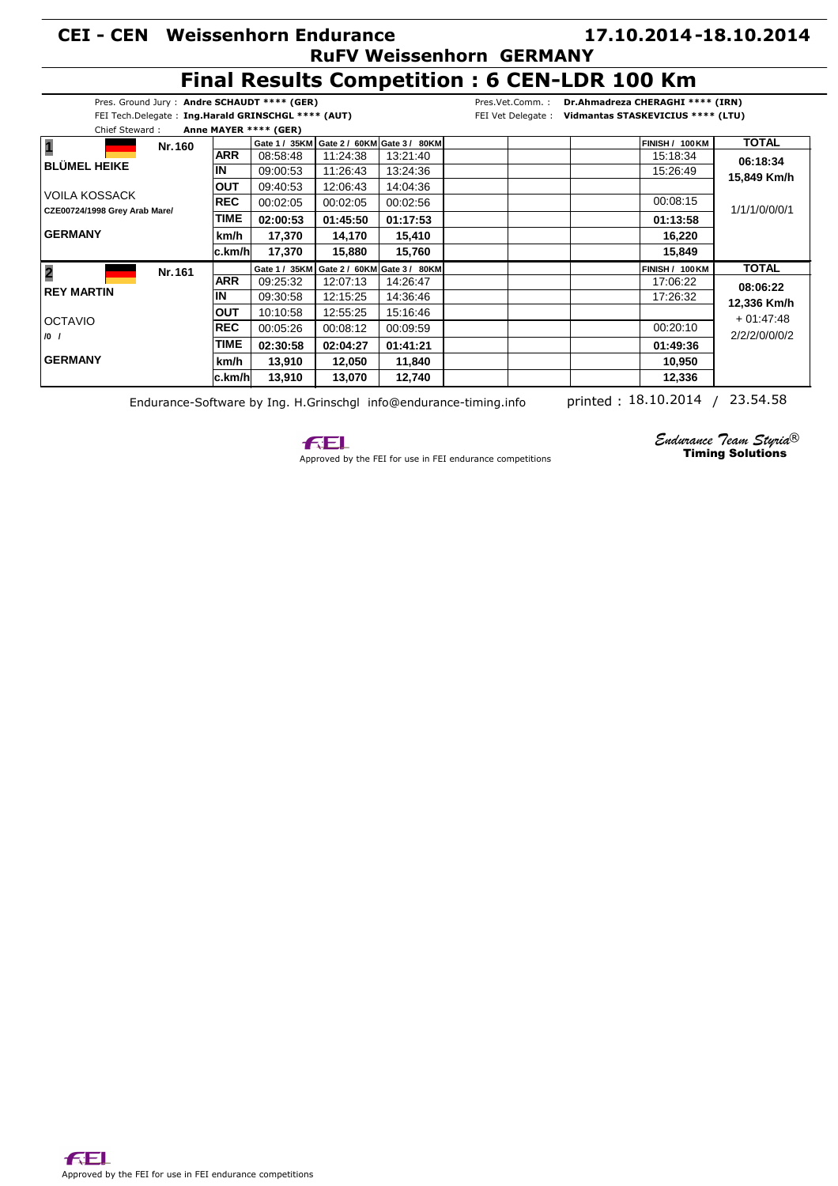# CEI - CEN Weissenhorn Endurance

**17.10.2014-18.10.2014**

**RuFV Weissenhorn GERMANY**

## Final Results Competition : 6 CEN-LDR 100 Km

Pres. Ground Jury : **Andre SCHAUDT \*\*\*\* (GER)**
FEI Tech.Delegate : **Ing.Harald GRINSCHGL \*\*\*\* (AUT)**
Chief Steward : **Anne MAYER \*\*\*\* (GER)**

Pres.Vet.Comm. : **Dr.Ahmadreza CHERAGHI \*\*\*\* (IRN)**
FEI Vet Delegate : **Vidmantas STASKEVICIUS \*\*\*\* (LTU)**

| Rider / Horse | | Gate 1 / 35KM | Gate 2 / 60KM | Gate 3 / 80KM | | | | FINISH / 100KM | TOTAL |
|---|---|---|---|---|---|---|---|---|---|
| **1** Nr.160 | ARR | 08:58:48 | 11:24:38 | 13:21:40 | | | | 15:18:34 | 06:18:34 |
| BLÜMEL HEIKE | IN | 09:00:53 | 11:26:43 | 13:24:36 | | | | 15:26:49 | 15,849 Km/h |
| VOILA KOSSACK | OUT | 09:40:53 | 12:06:43 | 14:04:36 | | | | | |
| CZE00724/1998 Grey Arab Mare/ | REC | 00:02:05 | 00:02:05 | 00:02:56 | | | | 00:08:15 | 1/1/1/0/0/0/1 |
| | TIME | **02:00:53** | **01:45:50** | **01:17:53** | | | | **01:13:58** | |
| GERMANY | km/h | **17,370** | **14,170** | **15,410** | | | | **16,220** | |
| | c.km/h | **17,370** | **15,880** | **15,760** | | | | **15,849** | |
| **2** Nr.161 | ARR | 09:25:32 | 12:07:13 | 14:26:47 | | | | 17:06:22 | 08:06:22 |
| REY MARTIN | IN | 09:30:58 | 12:15:25 | 14:36:46 | | | | 17:26:32 | 12,336 Km/h |
| OCTAVIO | OUT | 10:10:58 | 12:55:25 | 15:16:46 | | | | | + 01:47:48 |
| /0 / | REC | 00:05:26 | 00:08:12 | 00:09:59 | | | | 00:20:10 | 2/2/2/0/0/0/2 |
| | TIME | **02:30:58** | **02:04:27** | **01:41:21** | | | | **01:49:36** | |
| GERMANY | km/h | **13,910** | **12,050** | **11,840** | | | | **10,950** | |
| | c.km/h | **13,910** | **13,070** | **12,740** | | | | **12,336** | |

Endurance-Software by Ing. H.Grinschgl info@endurance-timing.info    printed : 18.10.2014 / 23.54.58

Approved by the FEI for use in FEI endurance competitions

*Endurance Team Styria®* **Timing Solutions**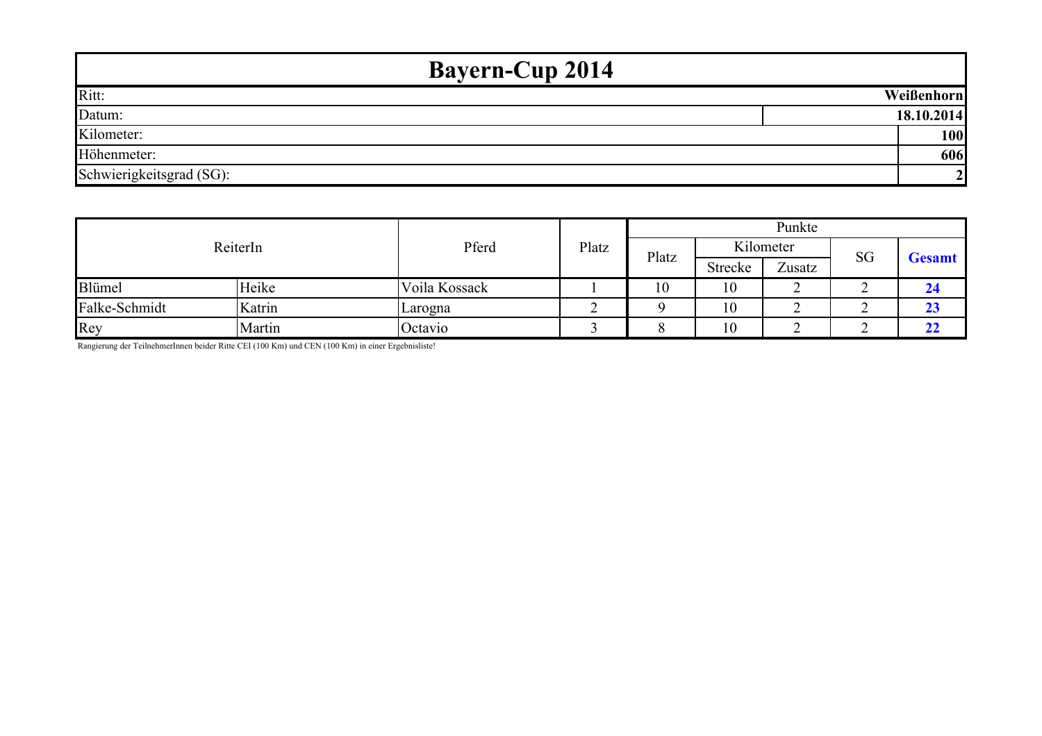# Bayern-Cup 2014

| | |
|---|---|
| Ritt: | **Weißenhorn** |
| Datum: | **18.10.2014** |
| Kilometer: | **100** |
| Höhenmeter: | **606** |
| Schwierigkeitsgrad (SG): | **2** |

| ReiterIn | | Pferd | Platz | Punkte | | | | |
|---|---|---|---|---|---|---|---|---|
| | | | | Platz | Kilometer | | SG | **Gesamt** |
| | | | | | Strecke | Zusatz | | |
| Blümel | Heike | Voila Kossack | 1 | 10 | 10 | 2 | 2 | **24** |
| Falke-Schmidt | Katrin | Larogna | 2 | 9 | 10 | 2 | 2 | **23** |
| Rey | Martin | Octavio | 3 | 8 | 10 | 2 | 2 | **22** |

Rangierung der TeilnehmerInnen beider Ritte CEI (100 Km) und CEN (100 Km) in einer Ergebnisliste!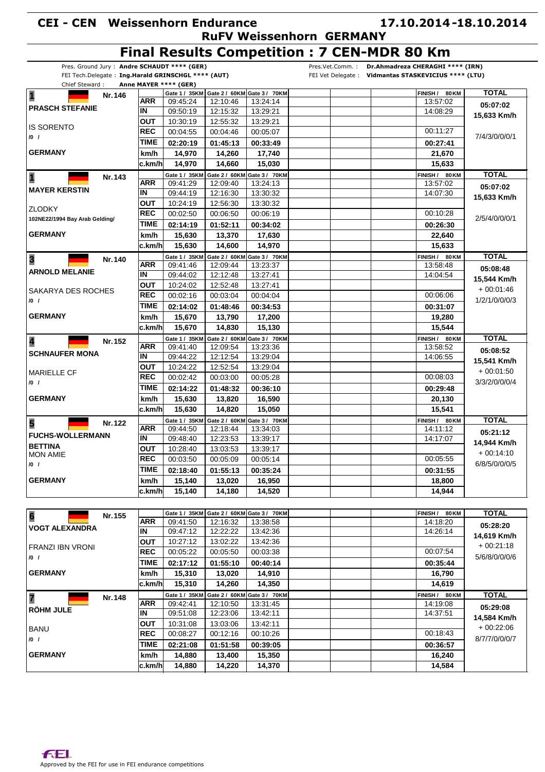# CEI - CEN Weissenhorn Endurance

**17.10.2014-18.10.2014**

## RuFV Weissenhorn GERMANY

# Final Results Competition : 7 CEN-MDR 80 Km

Pres. Ground Jury : **Andre SCHAUDT \*\*\*\* (GER)**
FEI Tech.Delegate : **Ing.Harald GRINSCHGL \*\*\*\* (AUT)**
Chief Steward : **Anne MAYER \*\*\*\* (GER)**
Pres.Vet.Comm. : **Dr.Ahmadreza CHERAGHI \*\*\*\* (IRN)**
FEI Vet Delegate : **Vidmantas STASKEVICIUS \*\*\*\* (LTU)**

| Rank / Rider / Horse | | Gate 1 / 35KM | Gate 2 / 60KM | Gate 3 / 70KM | | | | FINISH / 80KM | TOTAL |
|---|---|---|---|---|---|---|---|---|---|
| **1** Nr.146 | ARR | 09:45:24 | 12:10:46 | 13:24:14 | | | | 13:57:02 | 05:07:02 |
| **PRASCH STEFANIE** | IN | 09:50:19 | 12:15:32 | 13:29:21 | | | | 14:08:29 | 15,633 Km/h |
| IS SORENTO | OUT | 10:30:19 | 12:55:32 | 13:29:21 | | | | | |
| /0 / | REC | 00:04:55 | 00:04:46 | 00:05:07 | | | | 00:11:27 | 7/4/3/0/0/1 |
| | TIME | 02:20:19 | 01:45:13 | 00:33:49 | | | | 00:27:41 | |
| **GERMANY** | km/h | 14,970 | 14,260 | 17,740 | | | | 21,670 | |
| | c.km/h | 14,970 | 14,660 | 15,030 | | | | 15,633 | |
| **1** Nr.143 | ARR | 09:41:29 | 12:09:40 | 13:24:13 | | | | 13:57:02 | 05:07:02 |
| **MAYER KERSTIN** | IN | 09:44:19 | 12:16:30 | 13:30:32 | | | | 14:07:30 | 15,633 Km/h |
| ZLODKY | OUT | 10:24:19 | 12:56:30 | 13:30:32 | | | | | |
| 102NE22/1994 Bay Arab Gelding/ | REC | 00:02:50 | 00:06:50 | 00:06:19 | | | | 00:10:28 | 2/5/4/0/0/1 |
| | TIME | 02:14:19 | 01:52:11 | 00:34:02 | | | | 00:26:30 | |
| **GERMANY** | km/h | 15,630 | 13,370 | 17,630 | | | | 22,640 | |
| | c.km/h | 15,630 | 14,600 | 14,970 | | | | 15,633 | |
| **3** Nr.140 | ARR | 09:41:46 | 12:09:44 | 13:23:37 | | | | 13:58:48 | 05:08:48 |
| **ARNOLD MELANIE** | IN | 09:44:02 | 12:12:48 | 13:27:41 | | | | 14:04:54 | 15,544 Km/h |
| SAKARYA DES ROCHES | OUT | 10:24:02 | 12:52:48 | 13:27:41 | | | | | + 00:01:46 |
| /0 / | REC | 00:02:16 | 00:03:04 | 00:04:04 | | | | 00:06:06 | 1/2/1/0/0/3 |
| | TIME | 02:14:02 | 01:48:46 | 00:34:53 | | | | 00:31:07 | |
| **GERMANY** | km/h | 15,670 | 13,790 | 17,200 | | | | 19,280 | |
| | c.km/h | 15,670 | 14,830 | 15,130 | | | | 15,544 | |
| **4** Nr.152 | ARR | 09:41:40 | 12:09:54 | 13:23:36 | | | | 13:58:52 | 05:08:52 |
| **SCHNAUFER MONA** | IN | 09:44:22 | 12:12:54 | 13:29:04 | | | | 14:06:55 | 15,541 Km/h |
| MARIELLE CF | OUT | 10:24:22 | 12:52:54 | 13:29:04 | | | | | + 00:01:50 |
| /0 / | REC | 00:02:42 | 00:03:00 | 00:05:28 | | | | 00:08:03 | 3/3/2/0/0/4 |
| | TIME | 02:14:22 | 01:48:32 | 00:36:10 | | | | 00:29:48 | |
| **GERMANY** | km/h | 15,630 | 13,820 | 16,590 | | | | 20,130 | |
| | c.km/h | 15,630 | 14,820 | 15,050 | | | | 15,541 | |
| **5** Nr.122 | ARR | 09:44:50 | 12:18:44 | 13:34:03 | | | | 14:11:12 | 05:21:12 |
| **FUCHS-WOLLERMANN BETTINA** | IN | 09:48:40 | 12:23:53 | 13:39:17 | | | | 14:17:07 | 14,944 Km/h |
| MON AMIE | OUT | 10:28:40 | 13:03:53 | 13:39:17 | | | | | + 00:14:10 |
| /0 / | REC | 00:03:50 | 00:05:09 | 00:05:14 | | | | 00:05:55 | 6/8/5/0/0/5 |
| | TIME | 02:18:40 | 01:55:13 | 00:35:24 | | | | 00:31:55 | |
| **GERMANY** | km/h | 15,140 | 13,020 | 16,950 | | | | 18,800 | |
| | c.km/h | 15,140 | 14,180 | 14,520 | | | | 14,944 | |
| **6** Nr.155 | ARR | 09:41:50 | 12:16:32 | 13:38:58 | | | | 14:18:20 | 05:28:20 |
| **VOGT ALEXANDRA** | IN | 09:47:12 | 12:22:22 | 13:42:36 | | | | 14:26:14 | 14,619 Km/h |
| FRANZI IBN VRONI | OUT | 10:27:12 | 13:02:22 | 13:42:36 | | | | | + 00:21:18 |
| /0 / | REC | 00:05:22 | 00:05:50 | 00:03:38 | | | | 00:07:54 | 5/6/8/0/0/6 |
| | TIME | 02:17:12 | 01:55:10 | 00:40:14 | | | | 00:35:44 | |
| **GERMANY** | km/h | 15,310 | 13,020 | 14,910 | | | | 16,790 | |
| | c.km/h | 15,310 | 14,260 | 14,350 | | | | 14,619 | |
| **7** Nr.148 | ARR | 09:42:41 | 12:10:50 | 13:31:45 | | | | 14:19:08 | 05:29:08 |
| **RÖHM JULE** | IN | 09:51:08 | 12:23:06 | 13:42:11 | | | | 14:37:51 | 14,584 Km/h |
| BANU | OUT | 10:31:08 | 13:03:06 | 13:42:11 | | | | | + 00:22:06 |
| /0 / | REC | 00:08:27 | 00:12:16 | 00:10:26 | | | | 00:18:43 | 8/7/7/0/0/7 |
| | TIME | 02:21:08 | 01:51:58 | 00:39:05 | | | | 00:36:57 | |
| **GERMANY** | km/h | 14,880 | 13,400 | 15,350 | | | | 16,240 | |
| | c.km/h | 14,880 | 14,220 | 14,370 | | | | 14,584 | |

Approved by the FEI for use in FEI endurance competitions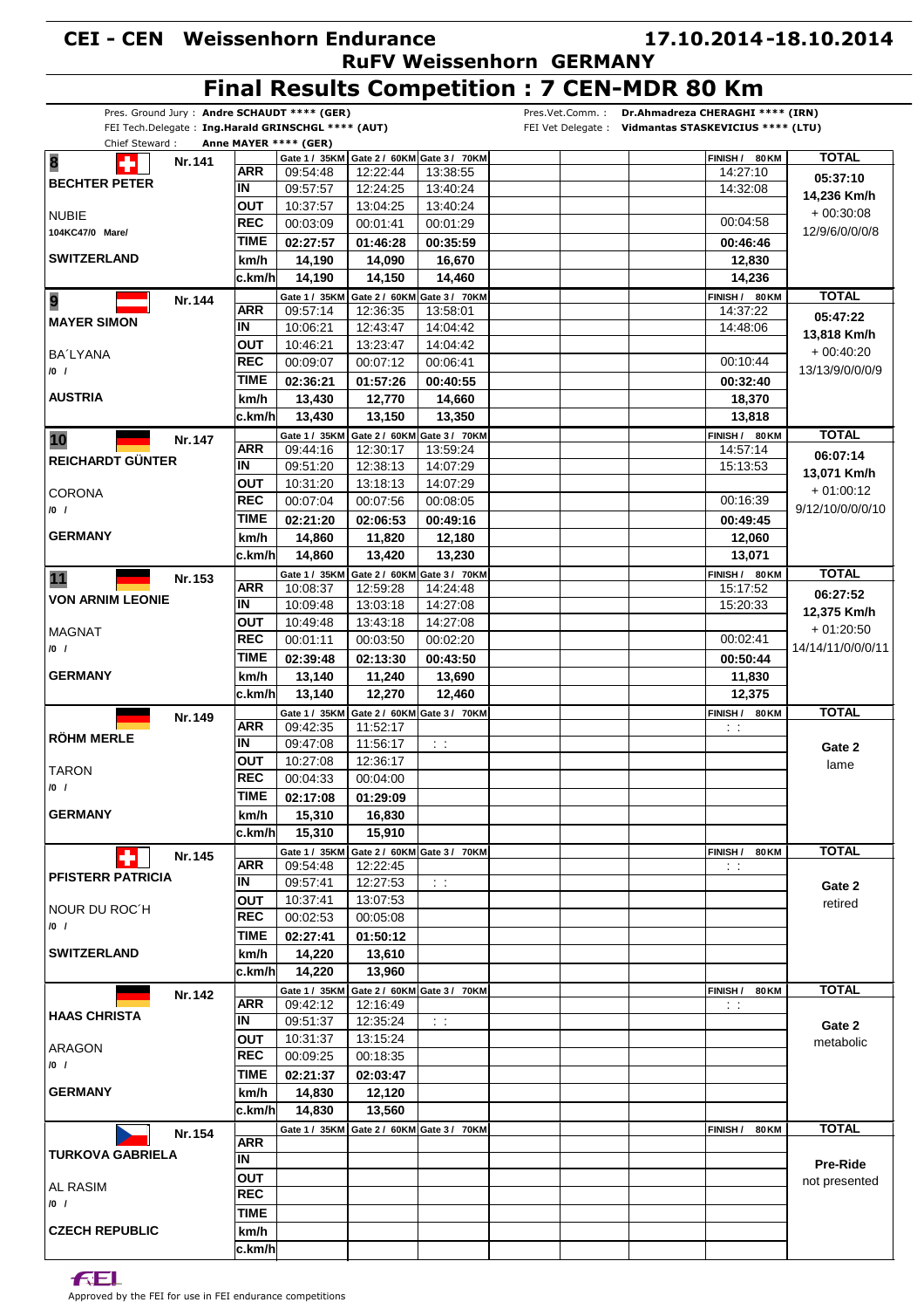# CEI - CEN Weissenhorn Endurance

**17.10.2014-18.10.2014**

**RuFV Weissenhorn GERMANY**

## Final Results Competition : 7 CEN-MDR 80 Km

Pres. Ground Jury : **Andre SCHAUDT \*\*\*\* (GER)**
FEI Tech.Delegate : **Ing.Harald GRINSCHGL \*\*\*\* (AUT)**
Chief Steward : **Anne MAYER \*\*\*\* (GER)**
Pres.Vet.Comm. : **Dr.Ahmadreza CHERAGHI \*\*\*\* (IRN)**
FEI Vet Delegate : **Vidmantas STASKEVICIUS \*\*\*\* (LTU)**

| Rider / Horse | | Gate 1 / 35KM | Gate 2 / 60KM | Gate 3 / 70KM | FINISH / 80KM | TOTAL |
|---|---|---|---|---|---|---|
| **8** Nr.141 **BECHTER PETER** | ARR | 09:54:48 | 12:22:44 | 13:38:55 | 14:27:10 | **05:37:10** |
| | IN | 09:57:57 | 12:24:25 | 13:40:24 | 14:32:08 | **14,236 Km/h** |
| NUBIE | OUT | 10:37:57 | 13:04:25 | 13:40:24 | | + 00:30:08 |
| 104KC47/0 Mare/ | REC | 00:03:09 | 00:01:41 | 00:01:29 | 00:04:58 | 12/9/6/0/0/0/8 |
| | TIME | **02:27:57** | **01:46:28** | **00:35:59** | **00:46:46** | |
| **SWITZERLAND** | km/h | **14,190** | **14,090** | **16,670** | **12,830** | |
| | c.km/h | **14,190** | **14,150** | **14,460** | **14,236** | |
| **9** Nr.144 **MAYER SIMON** | ARR | 09:57:14 | 12:36:35 | 13:58:01 | 14:37:22 | **05:47:22** |
| | IN | 10:06:21 | 12:43:47 | 14:04:42 | 14:48:06 | **13,818 Km/h** |
| BA´LYANA | OUT | 10:46:21 | 13:23:47 | 14:04:42 | | + 00:40:20 |
| /0 / | REC | 00:09:07 | 00:07:12 | 00:06:41 | 00:10:44 | 13/13/9/0/0/0/9 |
| | TIME | **02:36:21** | **01:57:26** | **00:40:55** | **00:32:40** | |
| **AUSTRIA** | km/h | **13,430** | **12,770** | **14,660** | **18,370** | |
| | c.km/h | **13,430** | **13,150** | **13,350** | **13,818** | |
| **10** Nr.147 **REICHARDT GÜNTER** | ARR | 09:44:16 | 12:30:17 | 13:59:24 | 14:57:14 | **06:07:14** |
| | IN | 09:51:20 | 12:38:13 | 14:07:29 | 15:13:53 | **13,071 Km/h** |
| CORONA | OUT | 10:31:20 | 13:18:13 | 14:07:29 | | + 01:00:12 |
| /0 / | REC | 00:07:04 | 00:07:56 | 00:08:05 | 00:16:39 | 9/12/10/0/0/0/10 |
| | TIME | **02:21:20** | **02:06:53** | **00:49:16** | **00:49:45** | |
| **GERMANY** | km/h | **14,860** | **11,820** | **12,180** | **12,060** | |
| | c.km/h | **14,860** | **13,420** | **13,230** | **13,071** | |
| **11** Nr.153 **VON ARNIM LEONIE** | ARR | 10:08:37 | 12:59:28 | 14:24:48 | 15:17:52 | **06:27:52** |
| | IN | 10:09:48 | 13:03:18 | 14:27:08 | 15:20:33 | **12,375 Km/h** |
| MAGNAT | OUT | 10:49:48 | 13:43:18 | 14:27:08 | | + 01:20:50 |
| /0 / | REC | 00:01:11 | 00:03:50 | 00:02:20 | 00:02:41 | 14/14/11/0/0/0/11 |
| | TIME | **02:39:48** | **02:13:30** | **00:43:50** | **00:50:44** | |
| **GERMANY** | km/h | **13,140** | **11,240** | **13,690** | **11,830** | |
| | c.km/h | **13,140** | **12,270** | **12,460** | **12,375** | |
| Nr.149 **RÖHM MERLE** | ARR | 09:42:35 | 11:52:17 | | : : | |
| | IN | 09:47:08 | 11:56:17 | : : | | **Gate 2** |
| TARON | OUT | 10:27:08 | 12:36:17 | | | lame |
| /0 / | REC | 00:04:33 | 00:04:00 | | | |
| | TIME | **02:17:08** | **01:29:09** | | | |
| **GERMANY** | km/h | **15,310** | **16,830** | | | |
| | c.km/h | **15,310** | **15,910** | | | |
| Nr.145 **PFISTERR PATRICIA** | ARR | 09:54:48 | 12:22:45 | | : : | |
| | IN | 09:57:41 | 12:27:53 | : : | | **Gate 2** |
| NOUR DU ROC´H | OUT | 10:37:41 | 13:07:53 | | | retired |
| /0 / | REC | 00:02:53 | 00:05:08 | | | |
| | TIME | **02:27:41** | **01:50:12** | | | |
| **SWITZERLAND** | km/h | **14,220** | **13,610** | | | |
| | c.km/h | **14,220** | **13,960** | | | |
| Nr.142 **HAAS CHRISTA** | ARR | 09:42:12 | 12:16:49 | | : : | |
| | IN | 09:51:37 | 12:35:24 | : : | | **Gate 2** |
| ARAGON | OUT | 10:31:37 | 13:15:24 | | | metabolic |
| /0 / | REC | 00:09:25 | 00:18:35 | | | |
| | TIME | **02:21:37** | **02:03:47** | | | |
| **GERMANY** | km/h | **14,830** | **12,120** | | | |
| | c.km/h | **14,830** | **13,560** | | | |
| Nr.154 **TURKOVA GABRIELA** | ARR | | | | | |
| | IN | | | | | **Pre-Ride** |
| AL RASIM | OUT | | | | | not presented |
| /0 / | REC | | | | | |
| | TIME | | | | | |
| **CZECH REPUBLIC** | km/h | | | | | |
| | c.km/h | | | | | |

Approved by the FEI for use in FEI endurance competitions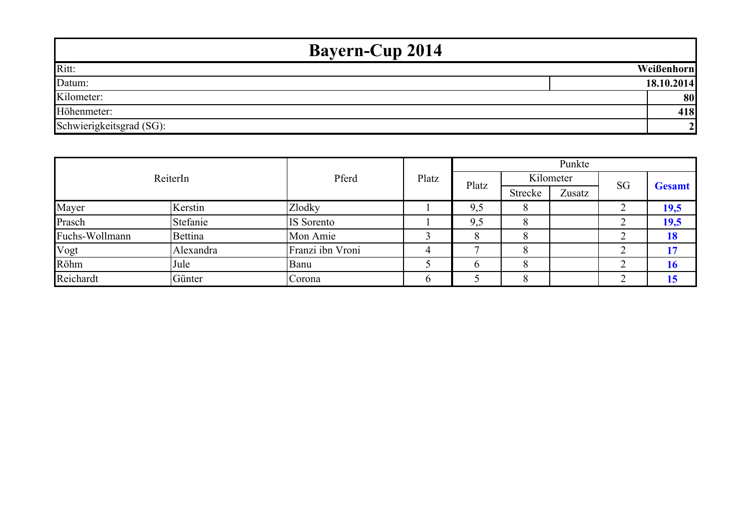# Bayern-Cup 2014

| | |
|---|---|
| Ritt: | **Weißenhorn** |
| Datum: | **18.10.2014** |
| Kilometer: | **80** |
| Höhenmeter: | **418** |
| Schwierigkeitsgrad (SG): | **2** |

| ReiterIn | | Pferd | Platz | Punkte | | | | |
|---|---|---|---|---|---|---|---|---|
| | | | | Platz | Kilometer | | SG | **Gesamt** |
| | | | | | Strecke | Zusatz | | |
| Mayer | Kerstin | Zlodky | 1 | 9,5 | 8 | | 2 | **19,5** |
| Prasch | Stefanie | IS Sorento | 1 | 9,5 | 8 | | 2 | **19,5** |
| Fuchs-Wollmann | Bettina | Mon Amie | 3 | 8 | 8 | | 2 | **18** |
| Vogt | Alexandra | Franzi ibn Vroni | 4 | 7 | 8 | | 2 | **17** |
| Röhm | Jule | Banu | 5 | 6 | 8 | | 2 | **16** |
| Reichardt | Günter | Corona | 6 | 5 | 8 | | 2 | **15** |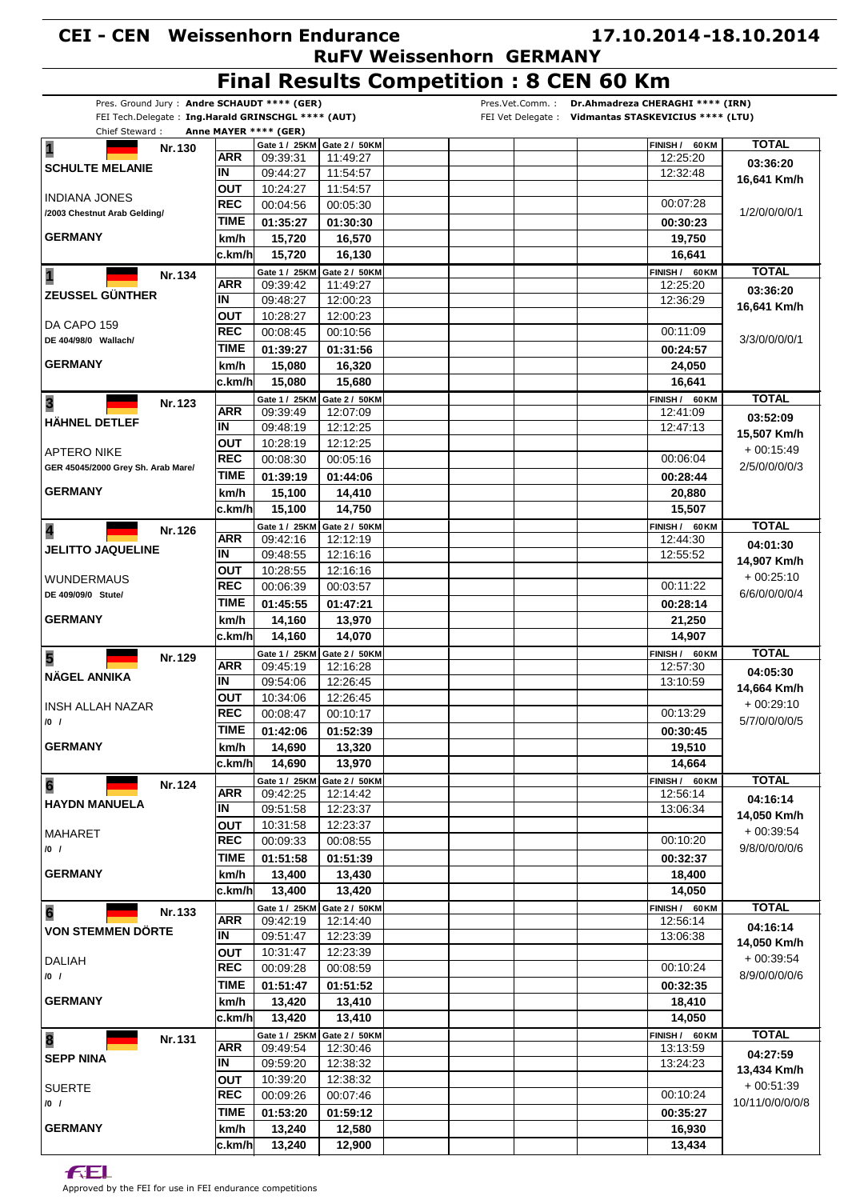# CEI - CEN Weissenhorn Endurance

**17.10.2014-18.10.2014**

## RuFV Weissenhorn GERMANY

# Final Results Competition : 8 CEN 60 Km

Pres. Ground Jury : **Andre SCHAUDT \*\*\*\* (GER)**
FEI Tech.Delegate : **Ing.Harald GRINSCHGL \*\*\*\* (AUT)**
Chief Steward : **Anne MAYER \*\*\*\* (GER)**

Pres.Vet.Comm. : **Dr.Ahmadreza CHERAGHI \*\*\*\* (IRN)**
FEI Vet Delegate : **Vidmantas STASKEVICIUS \*\*\*\* (LTU)**

| Rank / Rider / Horse | | Gate 1 / 25KM | Gate 2 / 50KM | FINISH / 60KM | TOTAL |
|---|---|---|---|---|---|
| **1** Nr.130 **SCHULTE MELANIE** | ARR | 09:39:31 | 11:49:27 | 12:25:20 | **03:36:20** |
| | IN | 09:44:27 | 11:54:57 | 12:32:48 | **16,641 Km/h** |
| INDIANA JONES | OUT | 10:24:27 | 11:54:57 | | |
| /2003 Chestnut Arab Gelding/ | REC | 00:04:56 | 00:05:30 | 00:07:28 | 1/2/0/0/0/1 |
| | TIME | **01:35:27** | **01:30:30** | **00:30:23** | |
| **GERMANY** | km/h | **15,720** | **16,570** | **19,750** | |
| | c.km/h | **15,720** | **16,130** | **16,641** | |
| **1** Nr.134 **ZEUSSEL GÜNTHER** | ARR | 09:39:42 | 11:49:27 | 12:25:20 | **03:36:20** |
| | IN | 09:48:27 | 12:00:23 | 12:36:29 | **16,641 Km/h** |
| DA CAPO 159 | OUT | 10:28:27 | 12:00:23 | | |
| DE 404/98/0 Wallach/ | REC | 00:08:45 | 00:10:56 | 00:11:09 | 3/3/0/0/0/1 |
| | TIME | **01:39:27** | **01:31:56** | **00:24:57** | |
| **GERMANY** | km/h | **15,080** | **16,320** | **24,050** | |
| | c.km/h | **15,080** | **15,680** | **16,641** | |
| **3** Nr.123 **HÄHNEL DETLEF** | ARR | 09:39:49 | 12:07:09 | 12:41:09 | **03:52:09** |
| | IN | 09:48:19 | 12:12:25 | 12:47:13 | **15,507 Km/h** |
| APTERO NIKE | OUT | 10:28:19 | 12:12:25 | | + 00:15:49 |
| GER 45045/2000 Grey Sh. Arab Mare/ | REC | 00:08:30 | 00:05:16 | 00:06:04 | 2/5/0/0/0/3 |
| | TIME | **01:39:19** | **01:44:06** | **00:28:44** | |
| **GERMANY** | km/h | **15,100** | **14,410** | **20,880** | |
| | c.km/h | **15,100** | **14,750** | **15,507** | |
| **4** Nr.126 **JELITTO JAQUELINE** | ARR | 09:42:16 | 12:12:19 | 12:44:30 | **04:01:30** |
| | IN | 09:48:55 | 12:16:16 | 12:55:52 | **14,907 Km/h** |
| WUNDERMAUS | OUT | 10:28:55 | 12:16:16 | | + 00:25:10 |
| DE 409/09/0 Stute/ | REC | 00:06:39 | 00:03:57 | 00:11:22 | 6/6/0/0/0/4 |
| | TIME | **01:45:55** | **01:47:21** | **00:28:14** | |
| **GERMANY** | km/h | **14,160** | **13,970** | **21,250** | |
| | c.km/h | **14,160** | **14,070** | **14,907** | |
| **5** Nr.129 **NÄGEL ANNIKA** | ARR | 09:45:19 | 12:16:28 | 12:57:30 | **04:05:30** |
| | IN | 09:54:06 | 12:26:45 | 13:10:59 | **14,664 Km/h** |
| INSH ALLAH NAZAR | OUT | 10:34:06 | 12:26:45 | | + 00:29:10 |
| /0 / | REC | 00:08:47 | 00:10:17 | 00:13:29 | 5/7/0/0/0/5 |
| | TIME | **01:42:06** | **01:52:39** | **00:30:45** | |
| **GERMANY** | km/h | **14,690** | **13,320** | **19,510** | |
| | c.km/h | **14,690** | **13,970** | **14,664** | |
| **6** Nr.124 **HAYDN MANUELA** | ARR | 09:42:25 | 12:14:42 | 12:56:14 | **04:16:14** |
| | IN | 09:51:58 | 12:23:37 | 13:06:34 | **14,050 Km/h** |
| MAHARET | OUT | 10:31:58 | 12:23:37 | | + 00:39:54 |
| /0 / | REC | 00:09:33 | 00:08:55 | 00:10:20 | 9/8/0/0/0/6 |
| | TIME | **01:51:58** | **01:51:39** | **00:32:37** | |
| **GERMANY** | km/h | **13,400** | **13,430** | **18,400** | |
| | c.km/h | **13,400** | **13,420** | **14,050** | |
| **6** Nr.133 **VON STEMMEN DÖRTE** | ARR | 09:42:19 | 12:14:40 | 12:56:14 | **04:16:14** |
| | IN | 09:51:47 | 12:23:39 | 13:06:38 | **14,050 Km/h** |
| DALIAH | OUT | 10:31:47 | 12:23:39 | | + 00:39:54 |
| /0 / | REC | 00:09:28 | 00:08:59 | 00:10:24 | 8/9/0/0/0/6 |
| | TIME | **01:51:47** | **01:51:52** | **00:32:35** | |
| **GERMANY** | km/h | **13,420** | **13,410** | **18,410** | |
| | c.km/h | **13,420** | **13,410** | **14,050** | |
| **8** Nr.131 **SEPP NINA** | ARR | 09:49:54 | 12:30:46 | 13:13:59 | **04:27:59** |
| | IN | 09:59:20 | 12:38:32 | 13:24:23 | **13,434 Km/h** |
| SUERTE | OUT | 10:39:20 | 12:38:32 | | + 00:51:39 |
| /0 / | REC | 00:09:26 | 00:07:46 | 00:10:24 | 10/11/0/0/0/8 |
| | TIME | **01:53:20** | **01:59:12** | **00:35:27** | |
| **GERMANY** | km/h | **13,240** | **12,580** | **16,930** | |
| | c.km/h | **13,240** | **12,900** | **13,434** | |

Approved by the FEI for use in FEI endurance competitions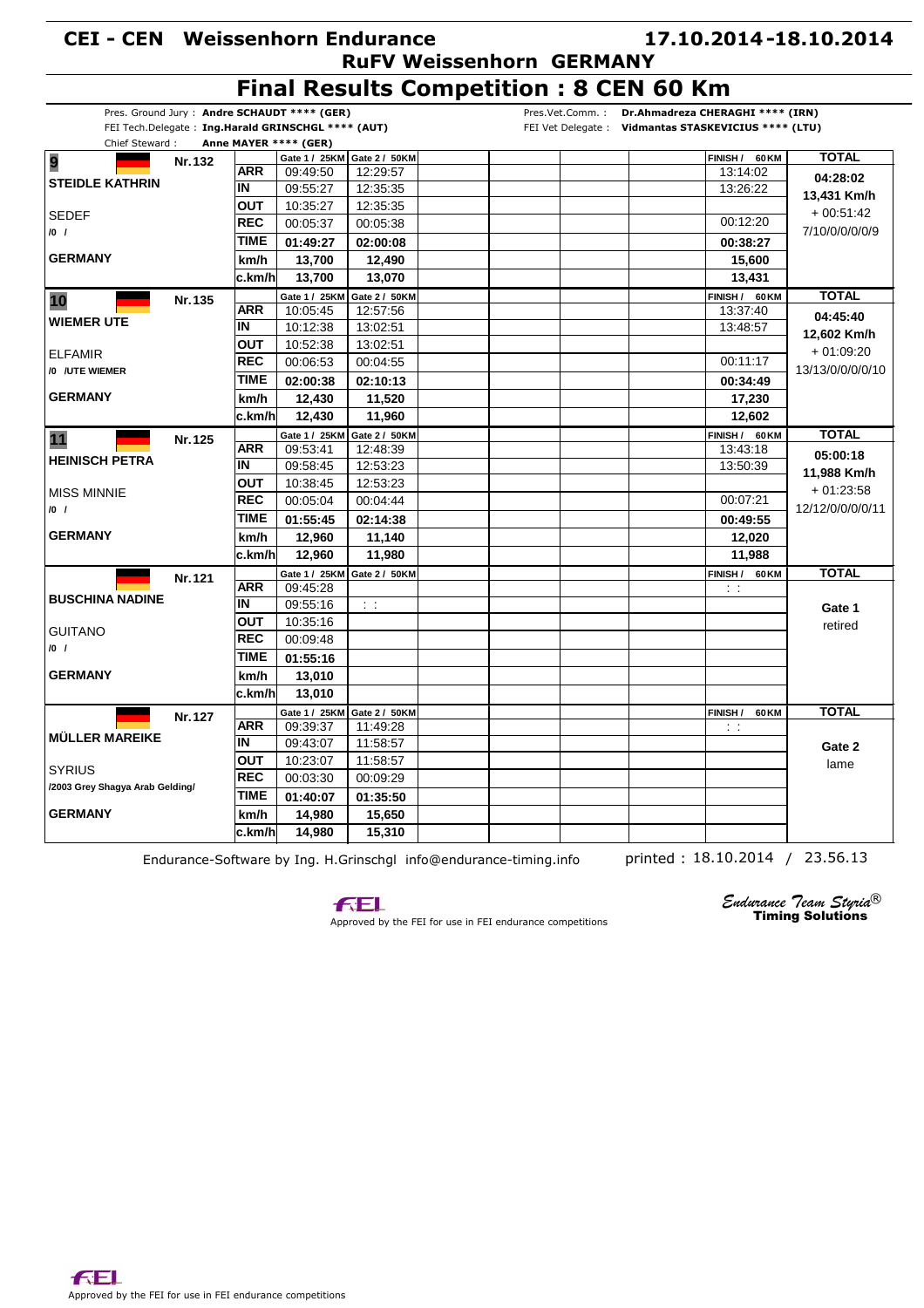# CEI - CEN Weissenhorn Endurance

**17.10.2014-18.10.2014**

**RuFV Weissenhorn GERMANY**

## Final Results Competition : 8 CEN 60 Km

Pres. Ground Jury : **Andre SCHAUDT \*\*\*\* (GER)**
FEI Tech.Delegate : **Ing.Harald GRINSCHGL \*\*\*\* (AUT)**
Chief Steward : **Anne MAYER \*\*\*\* (GER)**

Pres.Vet.Comm. : **Dr.Ahmadreza CHERAGHI \*\*\*\* (IRN)**
FEI Vet Delegate : **Vidmantas STASKEVICIUS \*\*\*\* (LTU)**

| Rider / Horse | | Gate 1 / 25KM | Gate 2 / 50KM | FINISH / 60KM | TOTAL |
|---|---|---|---|---|---|
| **9** Nr.132 **STEIDLE KATHRIN** | ARR | 09:49:50 | 12:29:57 | 13:14:02 | **04:28:02** |
| | IN | 09:55:27 | 12:35:35 | 13:26:22 | **13,431 Km/h** |
| SEDEF | OUT | 10:35:27 | 12:35:35 | | + 00:51:42 |
| /0 / | REC | 00:05:37 | 00:05:38 | 00:12:20 | 7/10/0/0/0/0/9 |
| | TIME | **01:49:27** | **02:00:08** | **00:38:27** | |
| GERMANY | km/h | **13,700** | **12,490** | **15,600** | |
| | c.km/h | **13,700** | **13,070** | **13,431** | |
| **10** Nr.135 **WIEMER UTE** | ARR | 10:05:45 | 12:57:56 | 13:37:40 | **04:45:40** |
| | IN | 10:12:38 | 13:02:51 | 13:48:57 | **12,602 Km/h** |
| ELFAMIR | OUT | 10:52:38 | 13:02:51 | | + 01:09:20 |
| /0 /UTE WIEMER | REC | 00:06:53 | 00:04:55 | 00:11:17 | 13/13/0/0/0/0/10 |
| | TIME | **02:00:38** | **02:10:13** | **00:34:49** | |
| GERMANY | km/h | **12,430** | **11,520** | **17,230** | |
| | c.km/h | **12,430** | **11,960** | **12,602** | |
| **11** Nr.125 **HEINISCH PETRA** | ARR | 09:53:41 | 12:48:39 | 13:43:18 | **05:00:18** |
| | IN | 09:58:45 | 12:53:23 | 13:50:39 | **11,988 Km/h** |
| MISS MINNIE | OUT | 10:38:45 | 12:53:23 | | + 01:23:58 |
| /0 / | REC | 00:05:04 | 00:04:44 | 00:07:21 | 12/12/0/0/0/0/11 |
| | TIME | **01:55:45** | **02:14:38** | **00:49:55** | |
| GERMANY | km/h | **12,960** | **11,140** | **12,020** | |
| | c.km/h | **12,960** | **11,980** | **11,988** | |
| Nr.121 **BUSCHINA NADINE** | ARR | 09:45:28 | | : : | |
| | IN | 09:55:16 | : : | | **Gate 1** |
| GUITANO | OUT | 10:35:16 | | | retired |
| /0 / | REC | 00:09:48 | | | |
| | TIME | **01:55:16** | | | |
| GERMANY | km/h | **13,010** | | | |
| | c.km/h | **13,010** | | | |
| Nr.127 **MÜLLER MAREIKE** | ARR | 09:39:37 | 11:49:28 | : : | |
| | IN | 09:43:07 | 11:58:57 | | **Gate 2** |
| SYRIUS | OUT | 10:23:07 | 11:58:57 | | lame |
| /2003 Grey Shagya Arab Gelding/ | REC | 00:03:30 | 00:09:29 | | |
| | TIME | **01:40:07** | **01:35:50** | | |
| GERMANY | km/h | **14,980** | **15,650** | | |
| | c.km/h | **14,980** | **15,310** | | |

Endurance-Software by Ing. H.Grinschgl info@endurance-timing.info    printed : 18.10.2014 / 23.56.13

Approved by the FEI for use in FEI endurance competitions

*Endurance Team Styria®* **Timing Solutions**

Approved by the FEI for use in FEI endurance competitions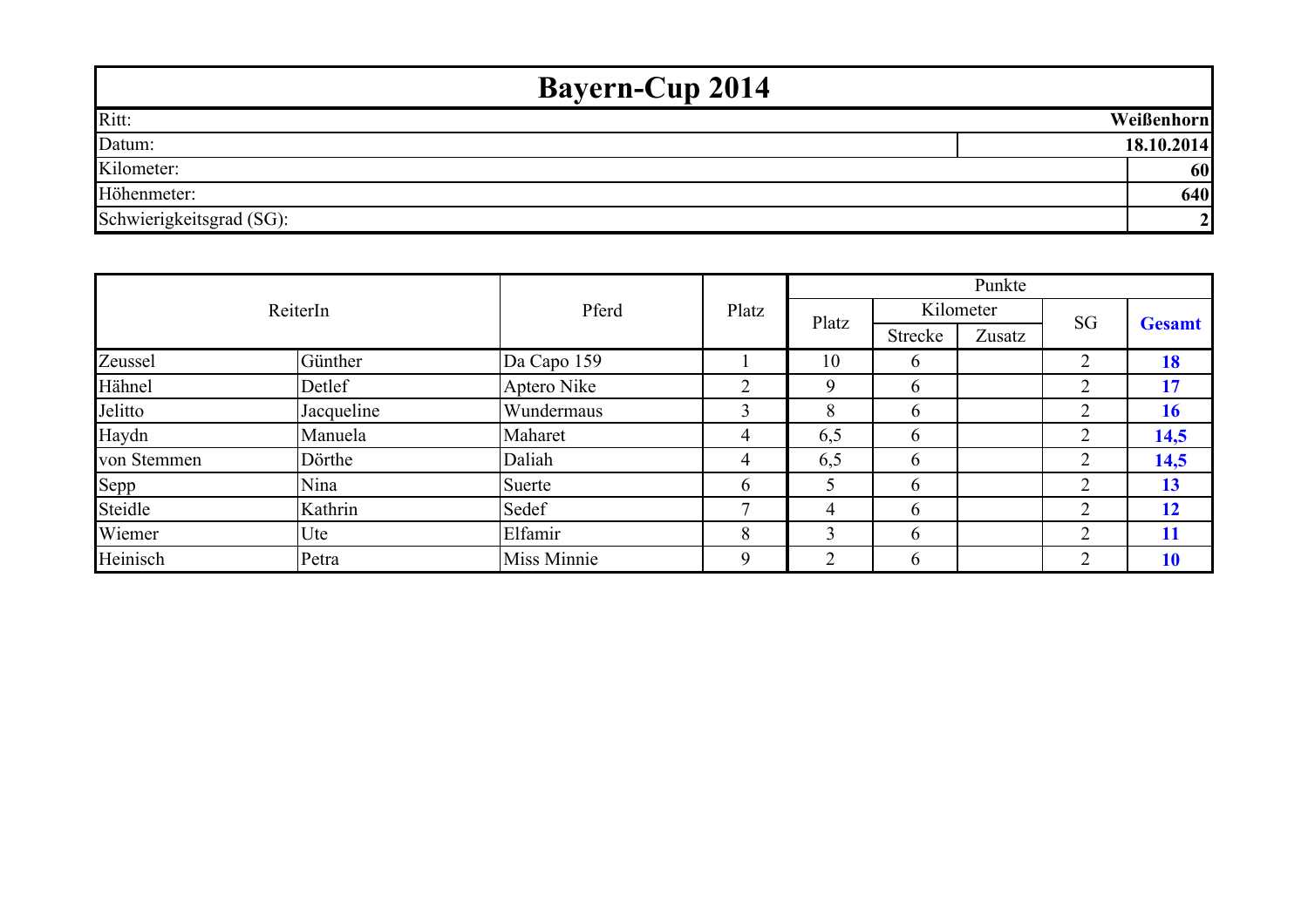# Bayern-Cup 2014

| | |
|---|---|
| Ritt: | **Weißenhorn** |
| Datum: | **18.10.2014** |
| Kilometer: | **60** |
| Höhenmeter: | **640** |
| Schwierigkeitsgrad (SG): | **2** |

| ReiterIn | | Pferd | Platz | Punkte | | | | |
|---|---|---|---|---|---|---|---|---|
| | | | | Platz | Kilometer | | SG | **Gesamt** |
| | | | | | Strecke | Zusatz | | |
| Zeussel | Günther | Da Capo 159 | 1 | 10 | 6 | | 2 | **18** |
| Hähnel | Detlef | Aptero Nike | 2 | 9 | 6 | | 2 | **17** |
| Jelitto | Jacqueline | Wundermaus | 3 | 8 | 6 | | 2 | **16** |
| Haydn | Manuela | Maharet | 4 | 6,5 | 6 | | 2 | **14,5** |
| von Stemmen | Dörthe | Daliah | 4 | 6,5 | 6 | | 2 | **14,5** |
| Sepp | Nina | Suerte | 6 | 5 | 6 | | 2 | **13** |
| Steidle | Kathrin | Sedef | 7 | 4 | 6 | | 2 | **12** |
| Wiemer | Ute | Elfamir | 8 | 3 | 6 | | 2 | **11** |
| Heinisch | Petra | Miss Minnie | 9 | 2 | 6 | | 2 | **10** |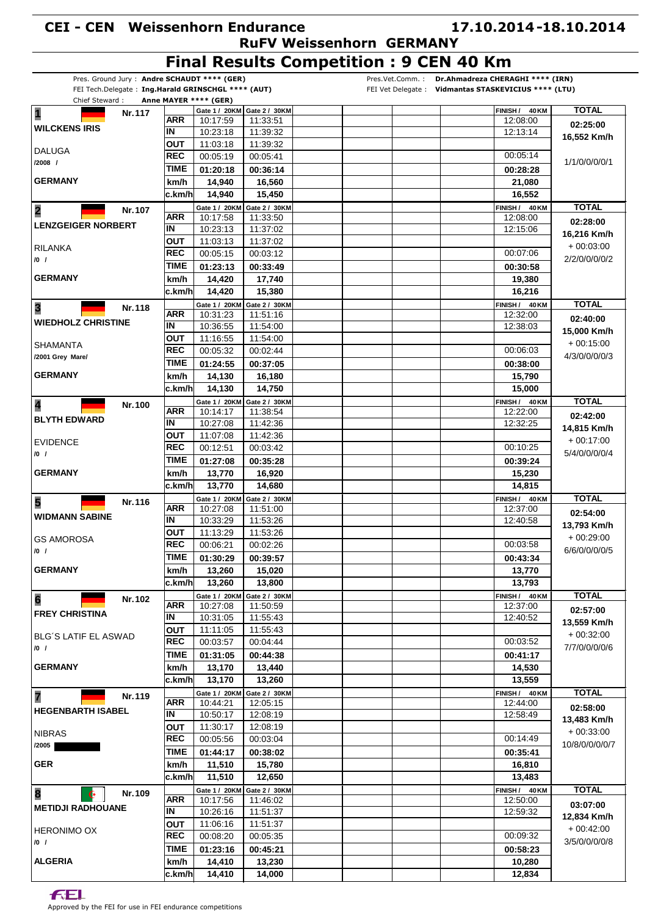# CEI - CEN Weissenhorn Endurance

**17.10.2014-18.10.2014**

**RuFV Weissenhorn GERMANY**

## Final Results Competition : 9 CEN 40 Km

Pres. Ground Jury : **Andre SCHAUDT \*\*\*\* (GER)**
FEI Tech.Delegate : **Ing.Harald GRINSCHGL \*\*\*\* (AUT)**
Chief Steward : **Anne MAYER \*\*\*\* (GER)**

Pres.Vet.Comm. : **Dr.Ahmadreza CHERAGHI \*\*\*\* (IRN)**
FEI Vet Delegate : **Vidmantas STASKEVICIUS \*\*\*\* (LTU)**

| Rank / Rider / Horse | | Gate 1 / 20KM | Gate 2 / 30KM | FINISH / 40KM | TOTAL |
|---|---|---|---|---|---|
| **1** Nr.117 **WILCKENS IRIS** | ARR | 10:17:59 | 11:33:51 | 12:08:00 | **02:25:00** |
| DALUGA | IN | 10:23:18 | 11:39:32 | 12:13:14 | **16,552 Km/h** |
| /2008 / | OUT | 11:03:18 | 11:39:32 | | |
| **GERMANY** | REC | 00:05:19 | 00:05:41 | 00:05:14 | 1/1/0/0/0/1 |
| | TIME | **01:20:18** | **00:36:14** | **00:28:28** | |
| | km/h | **14,940** | **16,560** | **21,080** | |
| | c.km/h | **14,940** | **15,450** | **16,552** | |
| **2** Nr.107 **LENZGEIGER NORBERT** | ARR | 10:17:58 | 11:33:50 | 12:08:00 | **02:28:00** |
| RILANKA | IN | 10:23:13 | 11:37:02 | 12:15:06 | **16,216 Km/h** |
| /0 / | OUT | 11:03:13 | 11:37:02 | | + 00:03:00 |
| **GERMANY** | REC | 00:05:15 | 00:03:12 | 00:07:06 | 2/2/0/0/0/2 |
| | TIME | **01:23:13** | **00:33:49** | **00:30:58** | |
| | km/h | **14,420** | **17,740** | **19,380** | |
| | c.km/h | **14,420** | **15,380** | **16,216** | |
| **3** Nr.118 **WIEDHOLZ CHRISTINE** | ARR | 10:31:23 | 11:51:16 | 12:32:00 | **02:40:00** |
| SHAMANTA | IN | 10:36:55 | 11:54:00 | 12:38:03 | **15,000 Km/h** |
| /2001 Grey Mare/ | OUT | 11:16:55 | 11:54:00 | | + 00:15:00 |
| **GERMANY** | REC | 00:05:32 | 00:02:44 | 00:06:03 | 4/3/0/0/0/3 |
| | TIME | **01:24:55** | **00:37:05** | **00:38:00** | |
| | km/h | **14,130** | **16,180** | **15,790** | |
| | c.km/h | **14,130** | **14,750** | **15,000** | |
| **4** Nr.100 **BLYTH EDWARD** | ARR | 10:14:17 | 11:38:54 | 12:22:00 | **02:42:00** |
| EVIDENCE | IN | 10:27:08 | 11:42:36 | 12:32:25 | **14,815 Km/h** |
| /0 / | OUT | 11:07:08 | 11:42:36 | | + 00:17:00 |
| **GERMANY** | REC | 00:12:51 | 00:03:42 | 00:10:25 | 5/4/0/0/0/4 |
| | TIME | **01:27:08** | **00:35:28** | **00:39:24** | |
| | km/h | **13,770** | **16,920** | **15,230** | |
| | c.km/h | **13,770** | **14,680** | **14,815** | |
| **5** Nr.116 **WIDMANN SABINE** | ARR | 10:27:08 | 11:51:00 | 12:37:00 | **02:54:00** |
| GS AMOROSA | IN | 10:33:29 | 11:53:26 | 12:40:58 | **13,793 Km/h** |
| /0 / | OUT | 11:13:29 | 11:53:26 | | + 00:29:00 |
| **GERMANY** | REC | 00:06:21 | 00:02:26 | 00:03:58 | 6/6/0/0/0/5 |
| | TIME | **01:30:29** | **00:39:57** | **00:43:34** | |
| | km/h | **13,260** | **15,020** | **13,770** | |
| | c.km/h | **13,260** | **13,800** | **13,793** | |
| **6** Nr.102 **FREY CHRISTINA** | ARR | 10:27:08 | 11:50:59 | 12:37:00 | **02:57:00** |
| BLG´S LATIF EL ASWAD | IN | 10:31:05 | 11:55:43 | 12:40:52 | **13,559 Km/h** |
| /0 / | OUT | 11:11:05 | 11:55:43 | | + 00:32:00 |
| **GERMANY** | REC | 00:03:57 | 00:04:44 | 00:03:52 | 7/7/0/0/0/6 |
| | TIME | **01:31:05** | **00:44:38** | **00:41:17** | |
| | km/h | **13,170** | **13,440** | **14,530** | |
| | c.km/h | **13,170** | **13,260** | **13,559** | |
| **7** Nr.119 **HEGENBARTH ISABEL** | ARR | 10:44:21 | 12:05:15 | 12:44:00 | **02:58:00** |
| NIBRAS | IN | 10:50:17 | 12:08:19 | 12:58:49 | **13,483 Km/h** |
| /2005 | OUT | 11:30:17 | 12:08:19 | | + 00:33:00 |
| **GER** | REC | 00:05:56 | 00:03:04 | 00:14:49 | 10/8/0/0/0/7 |
| | TIME | **01:44:17** | **00:38:02** | **00:35:41** | |
| | km/h | **11,510** | **15,780** | **16,810** | |
| | c.km/h | **11,510** | **12,650** | **13,483** | |
| **8** Nr.109 **METIDJI RADHOUANE** | ARR | 10:17:56 | 11:46:02 | 12:50:00 | **03:07:00** |
| HERONIMO OX | IN | 10:26:16 | 11:51:37 | 12:59:32 | **12,834 Km/h** |
| /0 / | OUT | 11:06:16 | 11:51:37 | | + 00:42:00 |
| **ALGERIA** | REC | 00:08:20 | 00:05:35 | 00:09:32 | 3/5/0/0/0/8 |
| | TIME | **01:23:16** | **00:45:21** | **00:58:23** | |
| | km/h | **14,410** | **13,230** | **10,280** | |
| | c.km/h | **14,410** | **14,000** | **12,834** | |

Approved by the FEI for use in FEI endurance competitions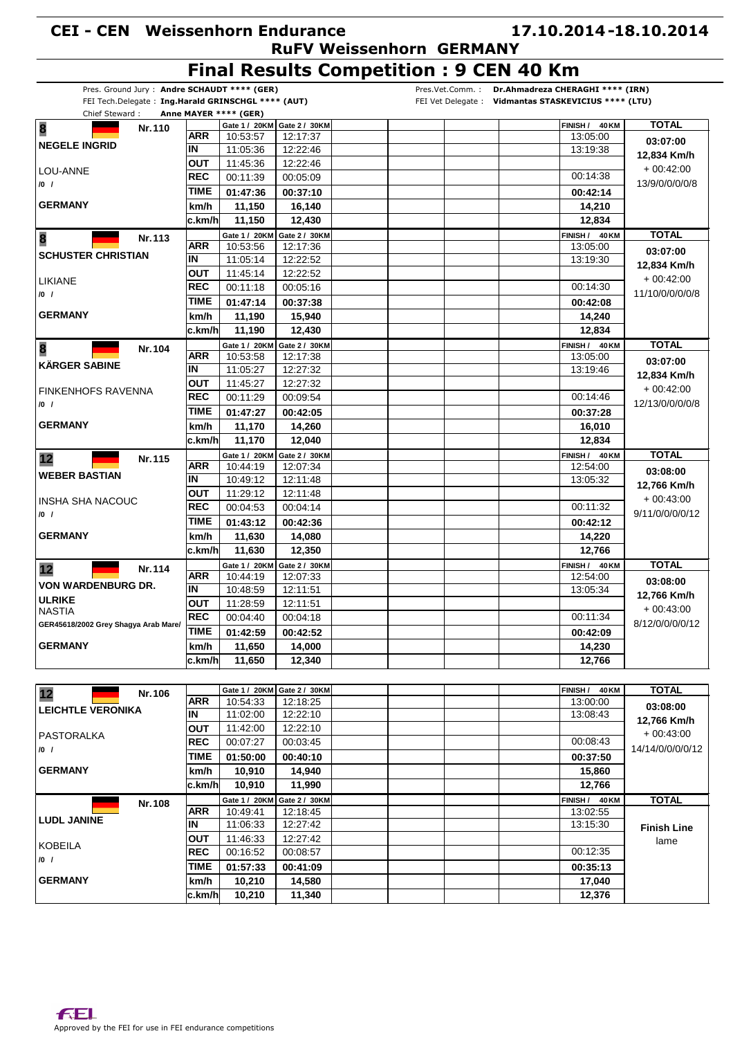# CEI - CEN Weissenhorn Endurance

**17.10.2014-18.10.2014**

**RuFV Weissenhorn GERMANY**

## Final Results Competition : 9 CEN 40 Km

Pres. Ground Jury : **Andre SCHAUDT \*\*\*\* (GER)**
FEI Tech.Delegate : **Ing.Harald GRINSCHGL \*\*\*\* (AUT)**
Chief Steward : **Anne MAYER \*\*\*\* (GER)**

Pres.Vet.Comm. : **Dr.Ahmadreza CHERAGHI \*\*\*\* (IRN)**
FEI Vet Delegate : **Vidmantas STAKEVICIUS \*\*\*\* (LTU)**

| Rank / Rider / Horse | | Gate 1 / 20KM | Gate 2 / 30KM | FINISH / 40KM | TOTAL |
|---|---|---|---|---|---|
| **8** Nr. 110 | ARR | 10:53:57 | 12:17:37 | 13:05:00 | **03:07:00** |
| **NEGELE INGRID** | IN | 11:05:36 | 12:22:46 | 13:19:38 | **12,834 Km/h** |
| LOU-ANNE | OUT | 11:45:36 | 12:22:46 | | + 00:42:00 |
| /0 / | REC | 00:11:39 | 00:05:09 | 00:14:38 | 13/9/0/0/0/0/8 |
| | TIME | **01:47:36** | **00:37:10** | **00:42:14** | |
| **GERMANY** | km/h | **11,150** | **16,140** | **14,210** | |
| | c.km/h | **11,150** | **12,430** | **12,834** | |
| **8** Nr. 113 | ARR | 10:53:56 | 12:17:36 | 13:05:00 | **03:07:00** |
| **SCHUSTER CHRISTIAN** | IN | 11:05:14 | 12:22:52 | 13:19:30 | **12,834 Km/h** |
| LIKIANE | OUT | 11:45:14 | 12:22:52 | | + 00:42:00 |
| /0 / | REC | 00:11:18 | 00:05:16 | 00:14:30 | 11/10/0/0/0/0/8 |
| | TIME | **01:47:14** | **00:37:38** | **00:42:08** | |
| **GERMANY** | km/h | **11,190** | **15,940** | **14,240** | |
| | c.km/h | **11,190** | **12,430** | **12,834** | |
| **8** Nr. 104 | ARR | 10:53:58 | 12:17:38 | 13:05:00 | **03:07:00** |
| **KÄRGER SABINE** | IN | 11:05:27 | 12:27:32 | 13:19:46 | **12,834 Km/h** |
| FINKENHOFS RAVENNA | OUT | 11:45:27 | 12:27:32 | | + 00:42:00 |
| /0 / | REC | 00:11:29 | 00:09:54 | 00:14:46 | 12/13/0/0/0/0/8 |
| | TIME | **01:47:27** | **00:42:05** | **00:37:28** | |
| **GERMANY** | km/h | **11,170** | **14,260** | **16,010** | |
| | c.km/h | **11,170** | **12,040** | **12,834** | |
| **12** Nr. 115 | ARR | 10:44:19 | 12:07:34 | 12:54:00 | **03:08:00** |
| **WEBER BASTIAN** | IN | 10:49:12 | 12:11:48 | 13:05:32 | **12,766 Km/h** |
| INSHA SHA NACOUC | OUT | 11:29:12 | 12:11:48 | | + 00:43:00 |
| /0 / | REC | 00:04:53 | 00:04:14 | 00:11:32 | 9/11/0/0/0/0/12 |
| | TIME | **01:43:12** | **00:42:36** | **00:42:12** | |
| **GERMANY** | km/h | **11,630** | **14,080** | **14,220** | |
| | c.km/h | **11,630** | **12,350** | **12,766** | |
| **12** Nr. 114 | ARR | 10:44:19 | 12:07:33 | 12:54:00 | **03:08:00** |
| **VON WARDENBURG DR. ULRIKE** | IN | 10:48:59 | 12:11:51 | 13:05:34 | **12,766 Km/h** |
| NASTIA | OUT | 11:28:59 | 12:11:51 | | + 00:43:00 |
| GER45618/2002 Grey Shagya Arab Mare/ | REC | 00:04:40 | 00:04:18 | 00:11:34 | 8/12/0/0/0/0/12 |
| | TIME | **01:42:59** | **00:42:52** | **00:42:09** | |
| **GERMANY** | km/h | **11,650** | **14,000** | **14,230** | |
| | c.km/h | **11,650** | **12,340** | **12,766** | |
| **12** Nr. 106 | ARR | 10:54:33 | 12:18:25 | 13:00:00 | **03:08:00** |
| **LEICHTLE VERONIKA** | IN | 11:02:00 | 12:22:10 | 13:08:43 | **12,766 Km/h** |
| PASTORALKA | OUT | 11:42:00 | 12:22:10 | | + 00:43:00 |
| /0 / | REC | 00:07:27 | 00:03:45 | 00:08:43 | 14/14/0/0/0/0/12 |
| | TIME | **01:50:00** | **00:40:10** | **00:37:50** | |
| **GERMANY** | km/h | **10,910** | **14,940** | **15,860** | |
| | c.km/h | **10,910** | **11,990** | **12,766** | |
| Nr. 108 | ARR | 10:49:41 | 12:18:45 | 13:02:55 | |
| **LUDL JANINE** | IN | 11:06:33 | 12:27:42 | 13:15:30 | **Finish Line** |
| KOBEILA | OUT | 11:46:33 | 12:27:42 | | lame |
| /0 / | REC | 00:16:52 | 00:08:57 | 00:12:35 | |
| | TIME | **01:57:33** | **00:41:09** | **00:35:13** | |
| **GERMANY** | km/h | **10,210** | **14,580** | **17,040** | |
| | c.km/h | **10,210** | **11,340** | **12,376** | |

Approved by the FEI for use in FEI endurance competitions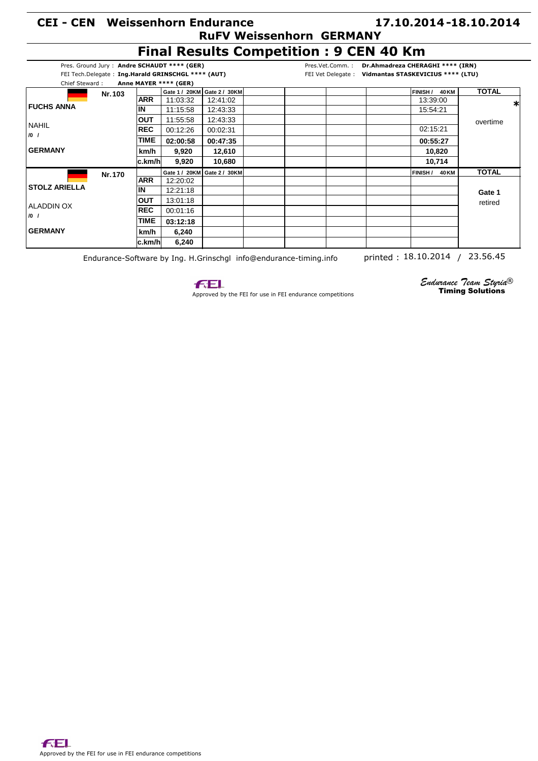# CEI - CEN Weissenhorn Endurance

**17.10.2014-18.10.2014**

**RuFV Weissenhorn GERMANY**

## Final Results Competition : 9 CEN 40 Km

Pres. Ground Jury : **Andre SCHAUDT \*\*\*\* (GER)**
FEI Tech.Delegate : **Ing.Harald GRINSCHGL \*\*\*\* (AUT)**
Chief Steward : **Anne MAYER \*\*\*\* (GER)**

Pres.Vet.Comm. : **Dr.Ahmadreza CHERAGHI \*\*\*\* (IRN)**
FEI Vet Delegate : **Vidmantas STASKEVICIUS \*\*\*\* (LTU)**

| Nr.103 | | Gate 1 / 20KM | Gate 2 / 30KM | | | | | FINISH / 40KM | TOTAL |
|---|---|---|---|---|---|---|---|---|---|
| FUCHS ANNA | ARR | 11:03:32 | 12:41:02 | | | | | 13:39:00 | * |
| | IN | 11:15:58 | 12:43:33 | | | | | 15:54:21 | |
| NAHIL | OUT | 11:55:58 | 12:43:33 | | | | | | overtime |
| /0 / | REC | 00:12:26 | 00:02:31 | | | | | 02:15:21 | |
| | TIME | **02:00:58** | **00:47:35** | | | | | **00:55:27** | |
| GERMANY | km/h | **9,920** | **12,610** | | | | | **10,820** | |
| | c.km/h | **9,920** | **10,680** | | | | | **10,714** | |

| Nr.170 | | Gate 1 / 20KM | Gate 2 / 30KM | | | | | FINISH / 40KM | TOTAL |
|---|---|---|---|---|---|---|---|---|---|
| STOLZ ARIELLA | ARR | 12:20:02 | | | | | | | |
| | IN | 12:21:18 | | | | | | | **Gate 1** |
| ALADDIN OX | OUT | 13:01:18 | | | | | | | retired |
| /0 / | REC | 00:01:16 | | | | | | | |
| | TIME | **03:12:18** | | | | | | | |
| GERMANY | km/h | **6,240** | | | | | | | |
| | c.km/h | **6,240** | | | | | | | |

Endurance-Software by Ing. H.Grinschgl info@endurance-timing.info printed : 18.10.2014 / 23.56.45

Approved by the FEI for use in FEI endurance competitions

*Endurance Team Styria®* **Timing Solutions**

Approved by the FEI for use in FEI endurance competitions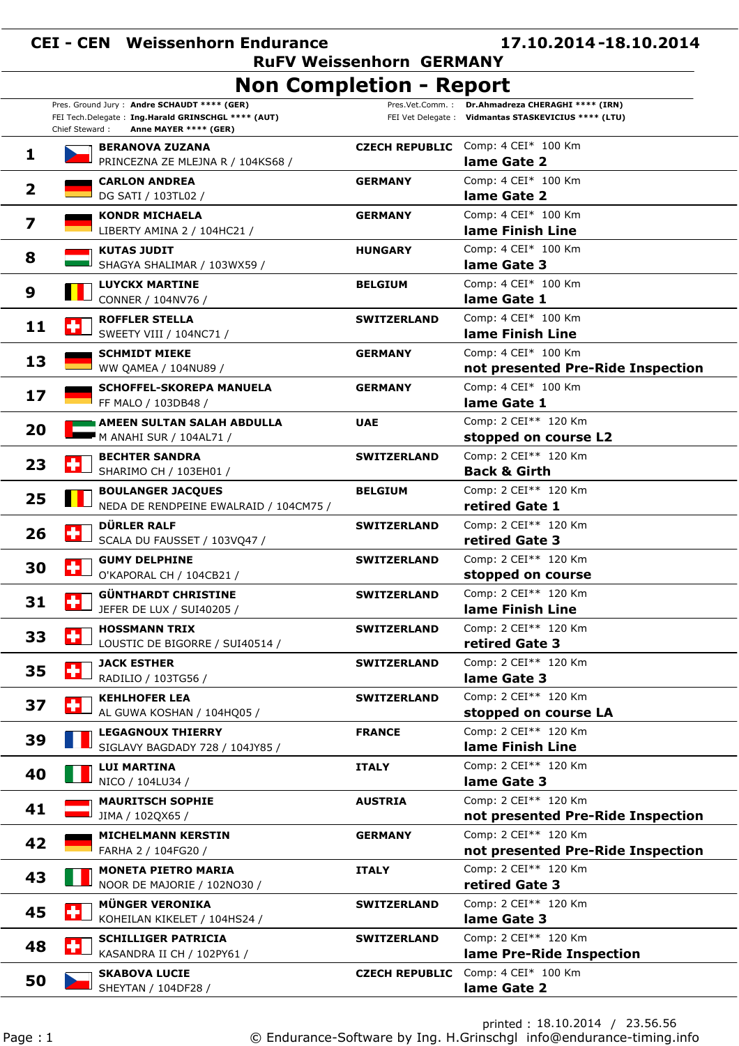# CEI - CEN Weissenhorn Endurance 17.10.2014-18.10.2014

## RuFV Weissenhorn GERMANY

# Non Completion - Report

Pres. Ground Jury : **Andre SCHAUDT \*\*\*\* (GER)**
FEI Tech.Delegate : **Ing.Harald GRINSCHGL \*\*\*\* (AUT)**
Chief Steward : **Anne MAYER \*\*\*\* (GER)**
Pres.Vet.Comm. : **Dr.Ahmadreza CHERAGHI \*\*\*\* (IRN)**
FEI Vet Delegate : **Vidmantas STASKEVICIUS \*\*\*\* (LTU)**

| No. | Rider / Horse | Country | Competition / Reason |
|---|---|---|---|
| 1 | **BERANOVA ZUZANA**<br>PRINCEZNA ZE MLEJNA R / 104KS68 / | **CZECH REPUBLIC** | Comp: 4 CEI* 100 Km<br>**lame Gate 2** |
| 2 | **CARLON ANDREA**<br>DG SATI / 103TL02 / | **GERMANY** | Comp: 4 CEI* 100 Km<br>**lame Gate 2** |
| 7 | **KONDR MICHAELA**<br>LIBERTY AMINA 2 / 104HC21 / | **GERMANY** | Comp: 4 CEI* 100 Km<br>**lame Finish Line** |
| 8 | **KUTAS JUDIT**<br>SHAGYA SHALIMAR / 103WX59 / | **HUNGARY** | Comp: 4 CEI* 100 Km<br>**lame Gate 3** |
| 9 | **LUYCKX MARTINE**<br>CONNER / 104NV76 / | **BELGIUM** | Comp: 4 CEI* 100 Km<br>**lame Gate 1** |
| 11 | **ROFFLER STELLA**<br>SWEETY VIII / 104NC71 / | **SWITZERLAND** | Comp: 4 CEI* 100 Km<br>**lame Finish Line** |
| 13 | **SCHMIDT MIEKE**<br>WW QAMEA / 104NU89 / | **GERMANY** | Comp: 4 CEI* 100 Km<br>**not presented Pre-Ride Inspection** |
| 17 | **SCHOFFEL-SKOREPA MANUELA**<br>FF MALO / 103DB48 / | **GERMANY** | Comp: 4 CEI* 100 Km<br>**lame Gate 1** |
| 20 | **AMEEN SULTAN SALAH ABDULLA**<br>M ANAHI SUR / 104AL71 / | **UAE** | Comp: 2 CEI** 120 Km<br>**stopped on course L2** |
| 23 | **BECHTER SANDRA**<br>SHARIMO CH / 103EH01 / | **SWITZERLAND** | Comp: 2 CEI** 120 Km<br>**Back & Girth** |
| 25 | **BOULANGER JACQUES**<br>NEDA DE RENDPEINE EWALRAID / 104CM75 / | **BELGIUM** | Comp: 2 CEI** 120 Km<br>**retired Gate 1** |
| 26 | **DÜRLER RALF**<br>SCALA DU FAUSSET / 103VQ47 / | **SWITZERLAND** | Comp: 2 CEI** 120 Km<br>**retired Gate 3** |
| 30 | **GUMY DELPHINE**<br>O'KAPORAL CH / 104CB21 / | **SWITZERLAND** | Comp: 2 CEI** 120 Km<br>**stopped on course** |
| 31 | **GÜNTHARDT CHRISTINE**<br>JEFER DE LUX / SUI40205 / | **SWITZERLAND** | Comp: 2 CEI** 120 Km<br>**lame Finish Line** |
| 33 | **HOSSMANN TRIX**<br>LOUSTIC DE BIGORRE / SUI40514 / | **SWITZERLAND** | Comp: 2 CEI** 120 Km<br>**retired Gate 3** |
| 35 | **JACK ESTHER**<br>RADILIO / 103TG56 / | **SWITZERLAND** | Comp: 2 CEI** 120 Km<br>**lame Gate 3** |
| 37 | **KEHLHOFER LEA**<br>AL GUWA KOSHAN / 104HQ05 / | **SWITZERLAND** | Comp: 2 CEI** 120 Km<br>**stopped on course LA** |
| 39 | **LEGAGNOUX THIERRY**<br>SIGLAVY BAGDADY 728 / 104JY85 / | **FRANCE** | Comp: 2 CEI** 120 Km<br>**lame Finish Line** |
| 40 | **LUI MARTINA**<br>NICO / 104LU34 / | **ITALY** | Comp: 2 CEI** 120 Km<br>**lame Gate 3** |
| 41 | **MAURITSCH SOPHIE**<br>JIMA / 102QX65 / | **AUSTRIA** | Comp: 2 CEI** 120 Km<br>**not presented Pre-Ride Inspection** |
| 42 | **MICHELMANN KERSTIN**<br>FARHA 2 / 104FG20 / | **GERMANY** | Comp: 2 CEI** 120 Km<br>**not presented Pre-Ride Inspection** |
| 43 | **MONETA PIETRO MARIA**<br>NOOR DE MAJORIE / 102NO30 / | **ITALY** | Comp: 2 CEI** 120 Km<br>**retired Gate 3** |
| 45 | **MÜNGER VERONIKA**<br>KOHEILAN KIKELET / 104HS24 / | **SWITZERLAND** | Comp: 2 CEI** 120 Km<br>**lame Gate 3** |
| 48 | **SCHILLIGER PATRICIA**<br>KASANDRA II CH / 102PY61 / | **SWITZERLAND** | Comp: 2 CEI** 120 Km<br>**lame Pre-Ride Inspection** |
| 50 | **SKABOVA LUCIE**<br>SHEYTAN / 104DF28 / | **CZECH REPUBLIC** | Comp: 4 CEI* 100 Km<br>**lame Gate 2** |

printed : 18.10.2014 / 23.56.56

© Endurance-Software by Ing. H.Grinschgl info@endurance-timing.info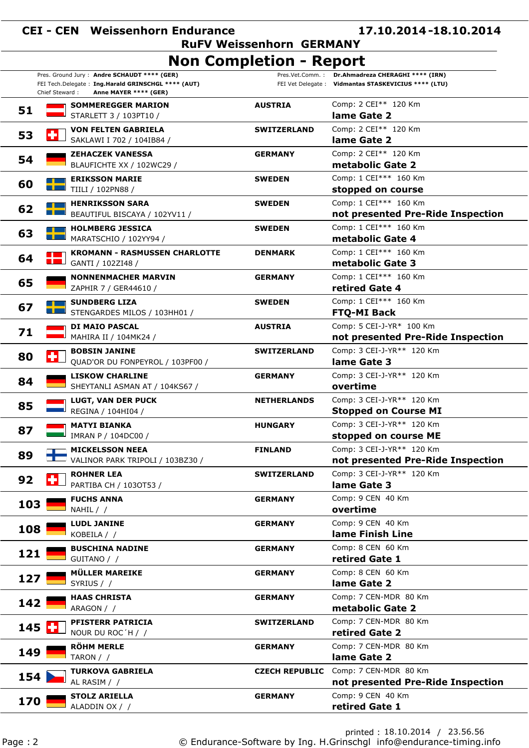# CEI - CEN Weissenhorn Endurance

17.10.2014 - 18.10.2014

RuFV Weissenhorn GERMANY

## Non Completion - Report

Pres. Ground Jury : **Andre SCHAUDT \*\*\*\* (GER)**
FEI Tech.Delegate : **Ing.Harald GRINSCHGL \*\*\*\* (AUT)**
Chief Steward : **Anne MAYER \*\*\*\* (GER)**
Pres.Vet.Comm. : **Dr.Ahmadreza CHERAGHI \*\*\*\* (IRN)**
FEI Vet Delegate : **Vidmantas STASKEVICIUS \*\*\*\* (LTU)**

| No. | Rider / Horse | Nation | Competition / Reason |
|---|---|---|---|
| 51 | **SOMMEREGGER MARION**<br>STARLETT 3 / 103PT10 / | **AUSTRIA** | Comp: 2 CEI** 120 Km<br>**lame Gate 2** |
| 53 | **VON FELTEN GABRIELA**<br>SAKLAWI I 702 / 104IB84 / | **SWITZERLAND** | Comp: 2 CEI** 120 Km<br>**lame Gate 2** |
| 54 | **ZEHACZEK VANESSA**<br>BLAUFICHTE XX / 102WC29 / | **GERMANY** | Comp: 2 CEI** 120 Km<br>**metabolic Gate 2** |
| 60 | **ERIKSSON MARIE**<br>TIILI / 102PN88 / | **SWEDEN** | Comp: 1 CEI*** 160 Km<br>**stopped on course** |
| 62 | **HENRIKSSON SARA**<br>BEAUTIFUL BISCAYA / 102YV11 / | **SWEDEN** | Comp: 1 CEI*** 160 Km<br>**not presented Pre-Ride Inspection** |
| 63 | **HOLMBERG JESSICA**<br>MARATSCHIO / 102YY94 / | **SWEDEN** | Comp: 1 CEI*** 160 Km<br>**metabolic Gate 4** |
| 64 | **KROMANN - RASMUSSEN CHARLOTTE**<br>GANTI / 102ZI48 / | **DENMARK** | Comp: 1 CEI*** 160 Km<br>**metabolic Gate 3** |
| 65 | **NONNENMACHER MARVIN**<br>ZAPHIR 7 / GER44610 / | **GERMANY** | Comp: 1 CEI*** 160 Km<br>**retired Gate 4** |
| 67 | **SUNDBERG LIZA**<br>STENGARDES MILOS / 103HH01 / | **SWEDEN** | Comp: 1 CEI*** 160 Km<br>**FTQ-MI Back** |
| 71 | **DI MAIO PASCAL**<br>MAHIRA II / 104MK24 / | **AUSTRIA** | Comp: 5 CEI-J-YR* 100 Km<br>**not presented Pre-Ride Inspection** |
| 80 | **BOBSIN JANINE**<br>QUAD'OR DU FONPEYROL / 103PF00 / | **SWITZERLAND** | Comp: 3 CEI-J-YR** 120 Km<br>**lame Gate 3** |
| 84 | **LISKOW CHARLINE**<br>SHEYTANLI ASMAN AT / 104KS67 / | **GERMANY** | Comp: 3 CEI-J-YR** 120 Km<br>**overtime** |
| 85 | **LUGT, VAN DER PUCK**<br>REGINA / 104HI04 / | **NETHERLANDS** | Comp: 3 CEI-J-YR** 120 Km<br>**Stopped on Course MI** |
| 87 | **MATYI BIANKA**<br>IMRAN P / 104DC00 / | **HUNGARY** | Comp: 3 CEI-J-YR** 120 Km<br>**stopped on course ME** |
| 89 | **MICKELSSON NEEA**<br>VALINOR PARK TRIPOLI / 103BZ30 / | **FINLAND** | Comp: 3 CEI-J-YR** 120 Km<br>**not presented Pre-Ride Inspection** |
| 92 | **ROHNER LEA**<br>PARTIBA CH / 103OT53 / | **SWITZERLAND** | Comp: 3 CEI-J-YR** 120 Km<br>**lame Gate 3** |
| 103 | **FUCHS ANNA**<br>NAHIL / / | **GERMANY** | Comp: 9 CEN 40 Km<br>**overtime** |
| 108 | **LUDL JANINE**<br>KOBEILA / / | **GERMANY** | Comp: 9 CEN 40 Km<br>**lame Finish Line** |
| 121 | **BUSCHINA NADINE**<br>GUITANO / / | **GERMANY** | Comp: 8 CEN 60 Km<br>**retired Gate 1** |
| 127 | **MÜLLER MAREIKE**<br>SYRIUS / / | **GERMANY** | Comp: 8 CEN 60 Km<br>**lame Gate 2** |
| 142 | **HAAS CHRISTA**<br>ARAGON / / | **GERMANY** | Comp: 7 CEN-MDR 80 Km<br>**metabolic Gate 2** |
| 145 | **PFISTERR PATRICIA**<br>NOUR DU ROC´H / / | **SWITZERLAND** | Comp: 7 CEN-MDR 80 Km<br>**retired Gate 2** |
| 149 | **RÖHM MERLE**<br>TARON / / | **GERMANY** | Comp: 7 CEN-MDR 80 Km<br>**lame Gate 2** |
| 154 | **TURKOVA GABRIELA**<br>AL RASIM / / | **CZECH REPUBLIC** | Comp: 7 CEN-MDR 80 Km<br>**not presented Pre-Ride Inspection** |
| 170 | **STOLZ ARIELLA**<br>ALADDIN OX / / | **GERMANY** | Comp: 9 CEN 40 Km<br>**retired Gate 1** |

printed : 18.10.2014 / 23.56.56

© Endurance-Software by Ing. H.Grinschgl info@endurance-timing.info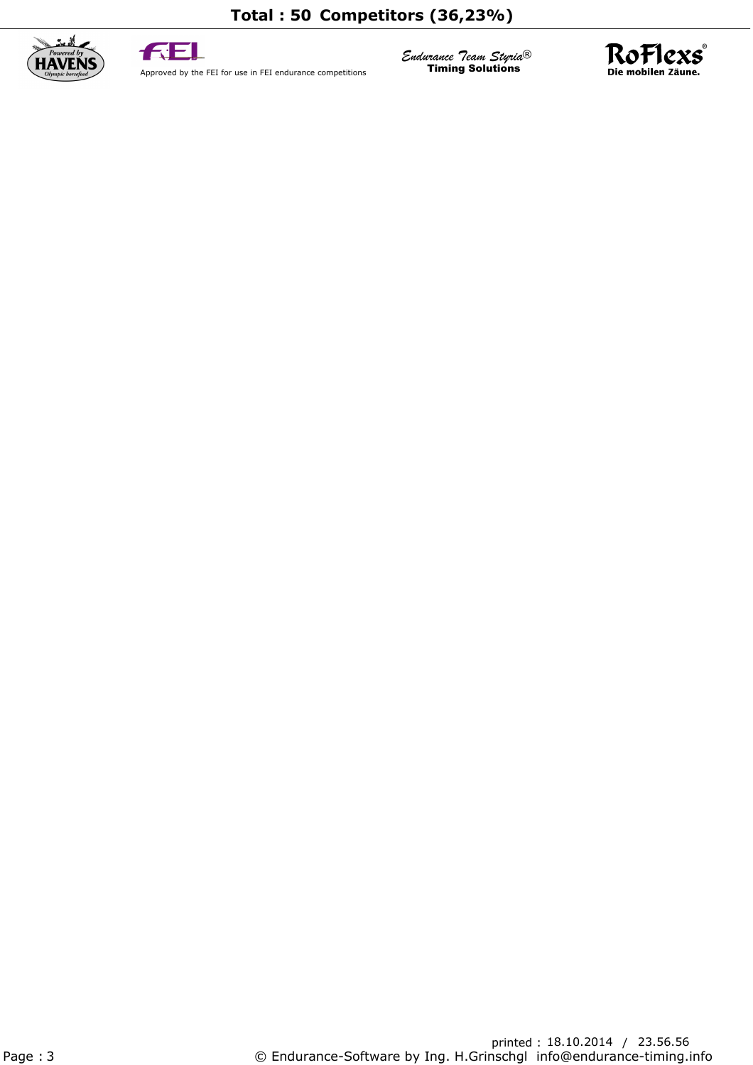**Total : 50 Competitors (36,23%)**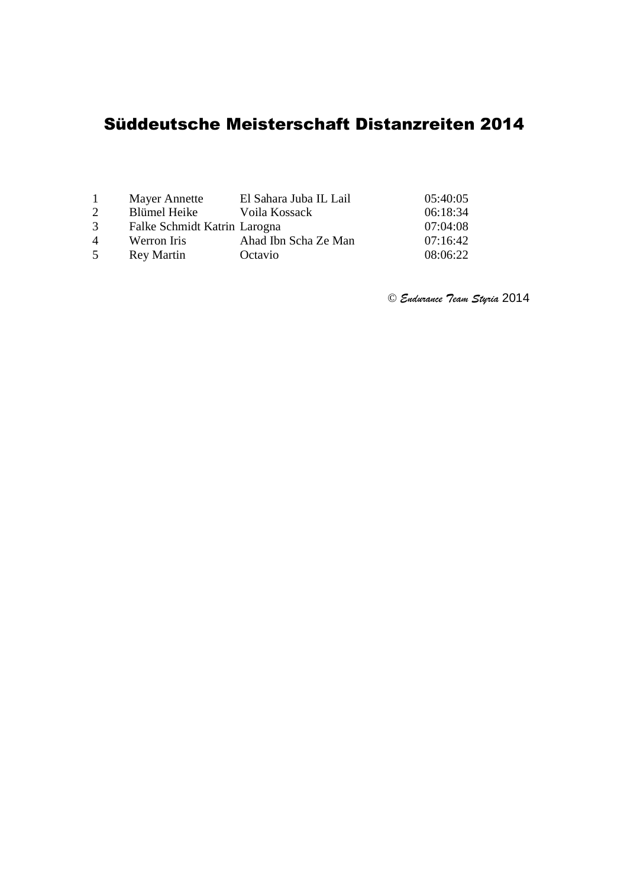# Süddeutsche Meisterschaft Distanzreiten 2014

| | | | |
|---|---|---|---|
| 1 | Mayer Annette | El Sahara Juba IL Lail | 05:40:05 |
| 2 | Blümel Heike | Voila Kossack | 06:18:34 |
| 3 | Falke Schmidt Katrin | Larogna | 07:04:08 |
| 4 | Werron Iris | Ahad Ibn Scha Ze Man | 07:16:42 |
| 5 | Rey Martin | Octavio | 08:06:22 |

© *Endurance Team Styria* 2014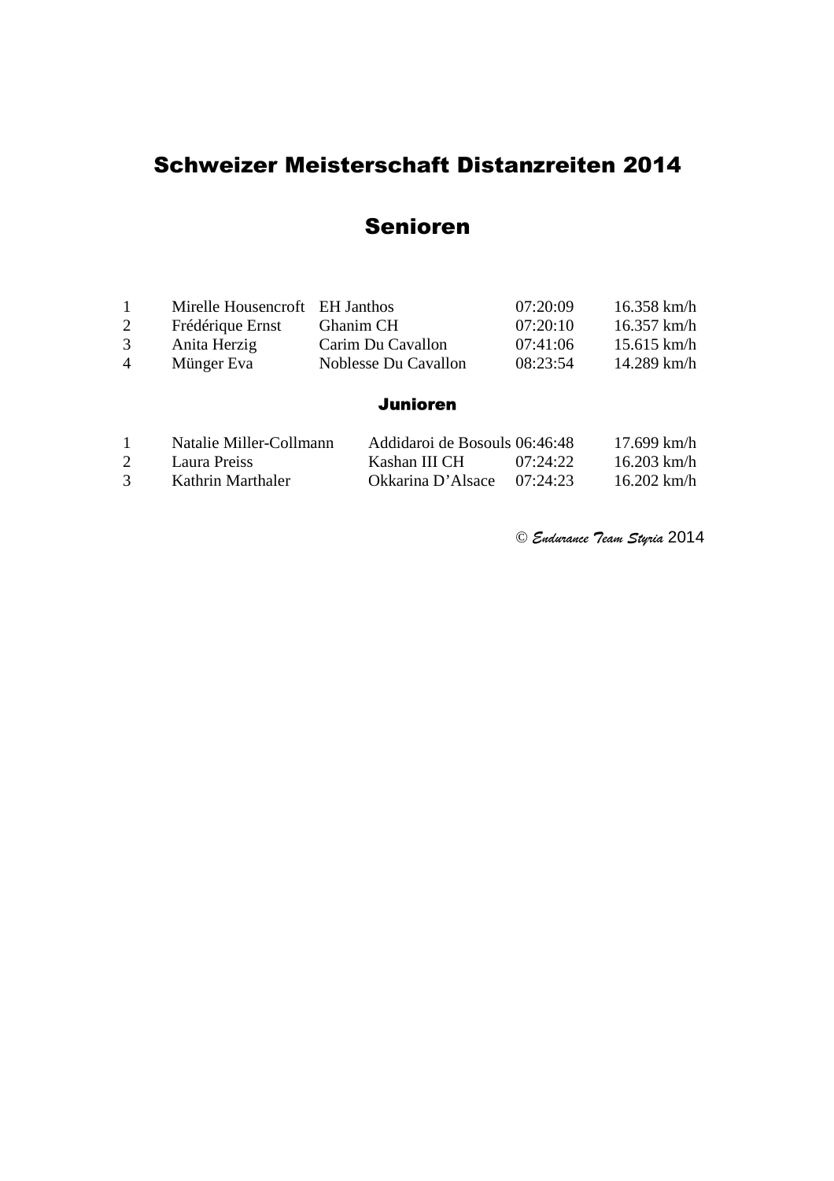# Schweizer Meisterschaft Distanzreiten 2014

## Senioren

| | | | | |
|---|---|---|---|---|
| 1 | Mirelle Housencroft | EH Janthos | 07:20:09 | 16.358 km/h |
| 2 | Frédérique Ernst | Ghanim CH | 07:20:10 | 16.357 km/h |
| 3 | Anita Herzig | Carim Du Cavallon | 07:41:06 | 15.615 km/h |
| 4 | Münger Eva | Noblesse Du Cavallon | 08:23:54 | 14.289 km/h |

### Junioren

| | | | | |
|---|---|---|---|---|
| 1 | Natalie Miller-Collmann | Addidaroi de Bosouls | 06:46:48 | 17.699 km/h |
| 2 | Laura Preiss | Kashan III CH | 07:24:22 | 16.203 km/h |
| 3 | Kathrin Marthaler | Okkarina D'Alsace | 07:24:23 | 16.202 km/h |

© *Endurance Team Styria* 2014